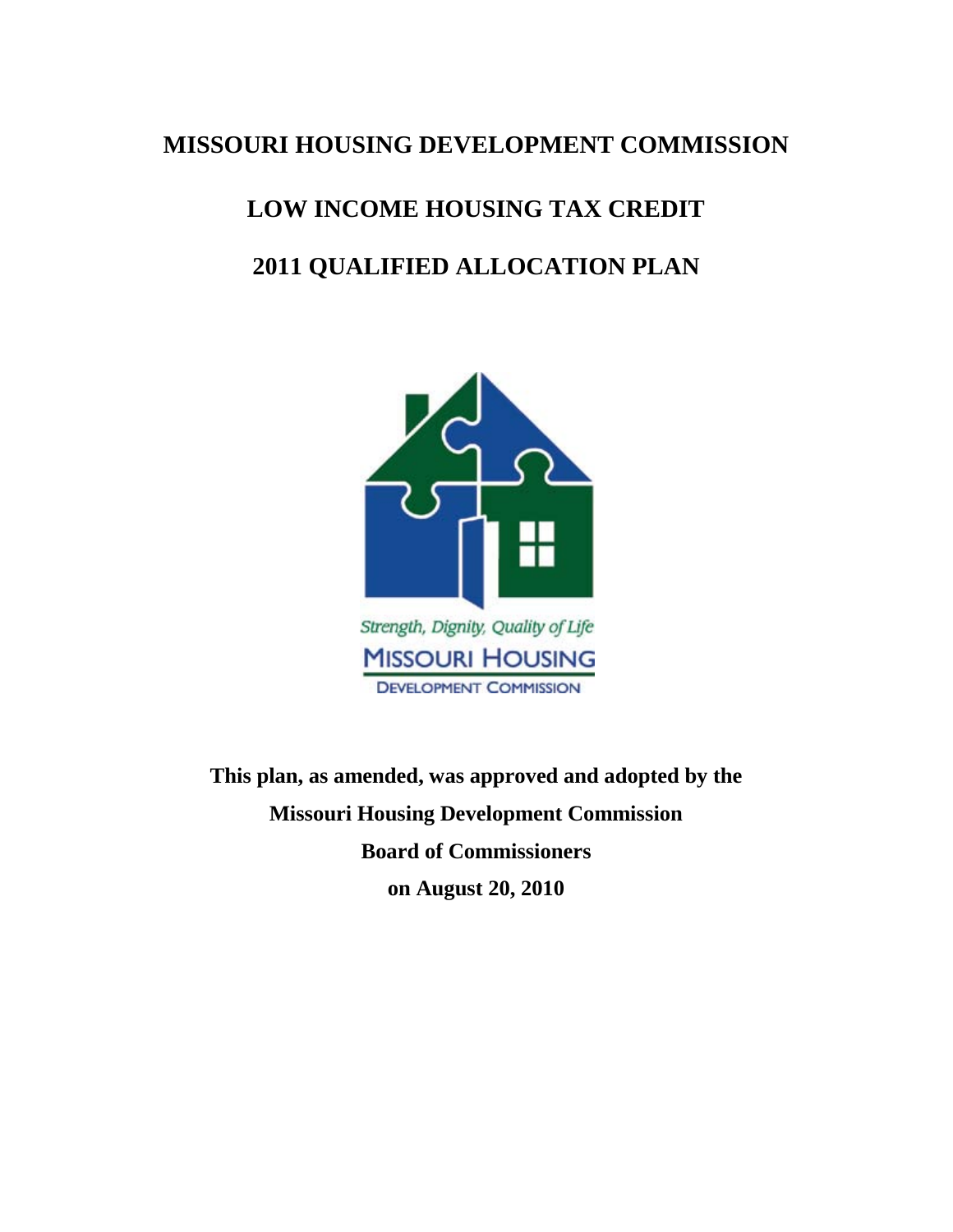# MISSOURI HOUSING DEVELOPMENT COMMISSION

# LOW INCOME HOUSING TAX CREDIT

# 2011 QUALIFIED ALLOCATION PLAN

*Strength, Dignity, Quality of Life*

MISSOURI HOUSING

DEVELOPMENT COMMISSION

**This plan, as amended, was approved and adopted by the**

**Missouri Housing Development Commission**

**Board of Commissioners**

**on August 20, 2010**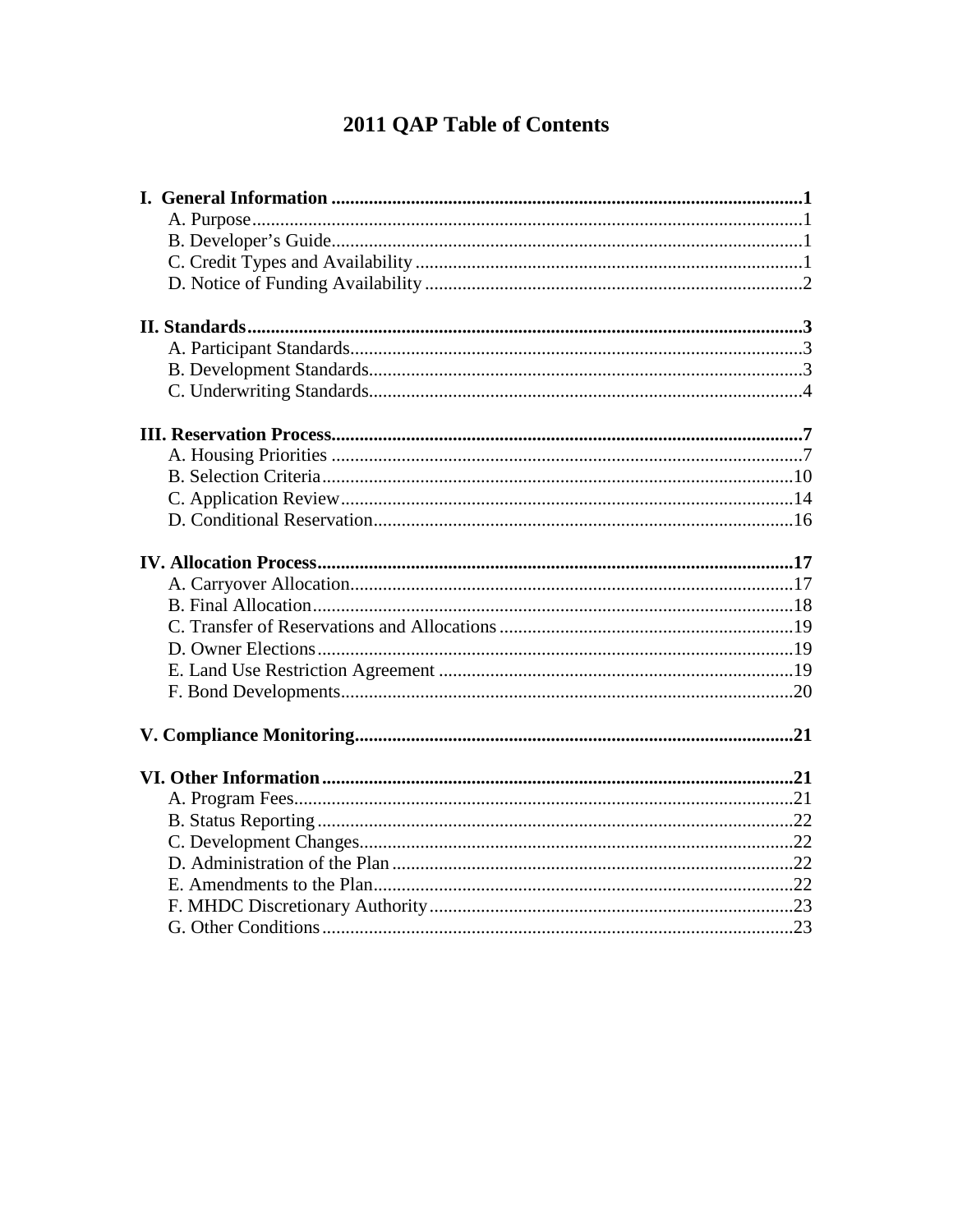# 2011 QAP Table of Contents

**I. General Information** .......... **1**

- A. Purpose .......... 1
- B. Developer's Guide .......... 1
- C. Credit Types and Availability .......... 1
- D. Notice of Funding Availability .......... 2

**II. Standards** .......... **3**

- A. Participant Standards .......... 3
- B. Development Standards .......... 3
- C. Underwriting Standards .......... 4

**III. Reservation Process** .......... **7**

- A. Housing Priorities .......... 7
- B. Selection Criteria .......... 10
- C. Application Review .......... 14
- D. Conditional Reservation .......... 16

**IV. Allocation Process** .......... **17**

- A. Carryover Allocation .......... 17
- B. Final Allocation .......... 18
- C. Transfer of Reservations and Allocations .......... 19
- D. Owner Elections .......... 19
- E. Land Use Restriction Agreement .......... 19
- F. Bond Developments .......... 20

**V. Compliance Monitoring** .......... **21**

**VI. Other Information** .......... **21**

- A. Program Fees .......... 21
- B. Status Reporting .......... 22
- C. Development Changes .......... 22
- D. Administration of the Plan .......... 22
- E. Amendments to the Plan .......... 22
- F. MHDC Discretionary Authority .......... 23
- G. Other Conditions .......... 23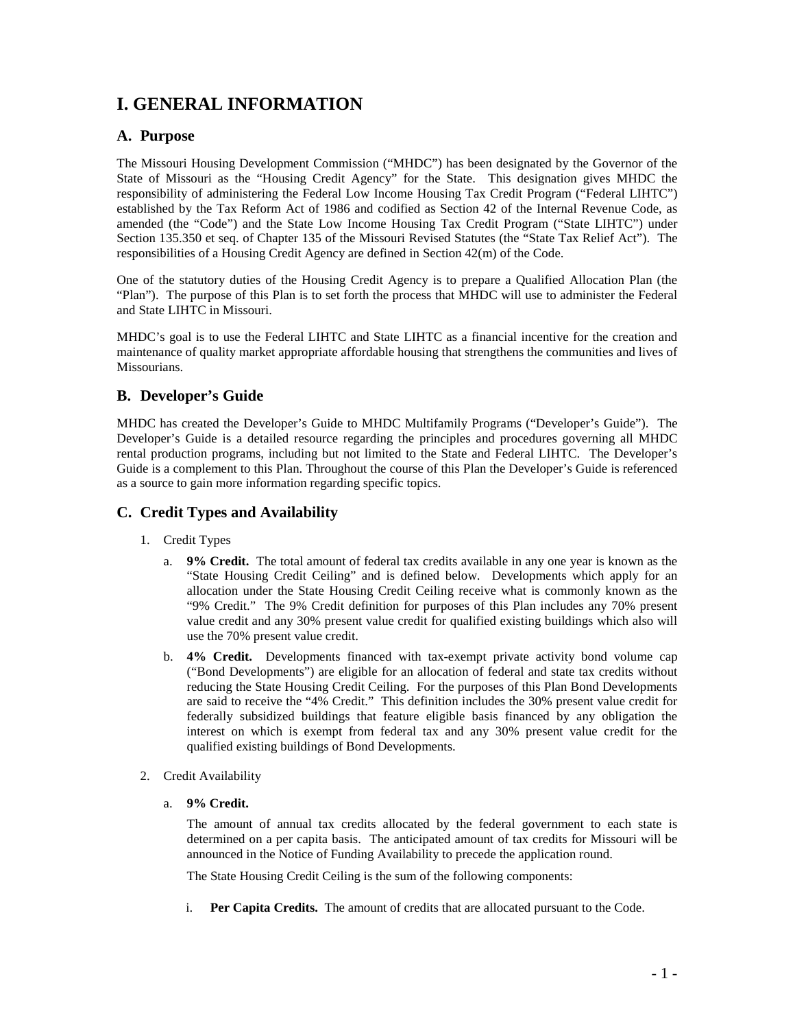# I. GENERAL INFORMATION

## A. Purpose

The Missouri Housing Development Commission ("MHDC") has been designated by the Governor of the State of Missouri as the "Housing Credit Agency" for the State. This designation gives MHDC the responsibility of administering the Federal Low Income Housing Tax Credit Program ("Federal LIHTC") established by the Tax Reform Act of 1986 and codified as Section 42 of the Internal Revenue Code, as amended (the "Code") and the State Low Income Housing Tax Credit Program ("State LIHTC") under Section 135.350 et seq. of Chapter 135 of the Missouri Revised Statutes (the "State Tax Relief Act"). The responsibilities of a Housing Credit Agency are defined in Section 42(m) of the Code.

One of the statutory duties of the Housing Credit Agency is to prepare a Qualified Allocation Plan (the "Plan"). The purpose of this Plan is to set forth the process that MHDC will use to administer the Federal and State LIHTC in Missouri.

MHDC's goal is to use the Federal LIHTC and State LIHTC as a financial incentive for the creation and maintenance of quality market appropriate affordable housing that strengthens the communities and lives of Missourians.

## B. Developer's Guide

MHDC has created the Developer's Guide to MHDC Multifamily Programs ("Developer's Guide"). The Developer's Guide is a detailed resource regarding the principles and procedures governing all MHDC rental production programs, including but not limited to the State and Federal LIHTC. The Developer's Guide is a complement to this Plan. Throughout the course of this Plan the Developer's Guide is referenced as a source to gain more information regarding specific topics.

## C. Credit Types and Availability

1. Credit Types

   a. **9% Credit.** The total amount of federal tax credits available in any one year is known as the "State Housing Credit Ceiling" and is defined below. Developments which apply for an allocation under the State Housing Credit Ceiling receive what is commonly known as the "9% Credit." The 9% Credit definition for purposes of this Plan includes any 70% present value credit and any 30% present value credit for qualified existing buildings which also will use the 70% present value credit.

   b. **4% Credit.** Developments financed with tax-exempt private activity bond volume cap ("Bond Developments") are eligible for an allocation of federal and state tax credits without reducing the State Housing Credit Ceiling. For the purposes of this Plan Bond Developments are said to receive the "4% Credit." This definition includes the 30% present value credit for federally subsidized buildings that feature eligible basis financed by any obligation the interest on which is exempt from federal tax and any 30% present value credit for the qualified existing buildings of Bond Developments.

2. Credit Availability

   a. **9% Credit.**

      The amount of annual tax credits allocated by the federal government to each state is determined on a per capita basis. The anticipated amount of tax credits for Missouri will be announced in the Notice of Funding Availability to precede the application round.

      The State Housing Credit Ceiling is the sum of the following components:

      i. **Per Capita Credits.** The amount of credits that are allocated pursuant to the Code.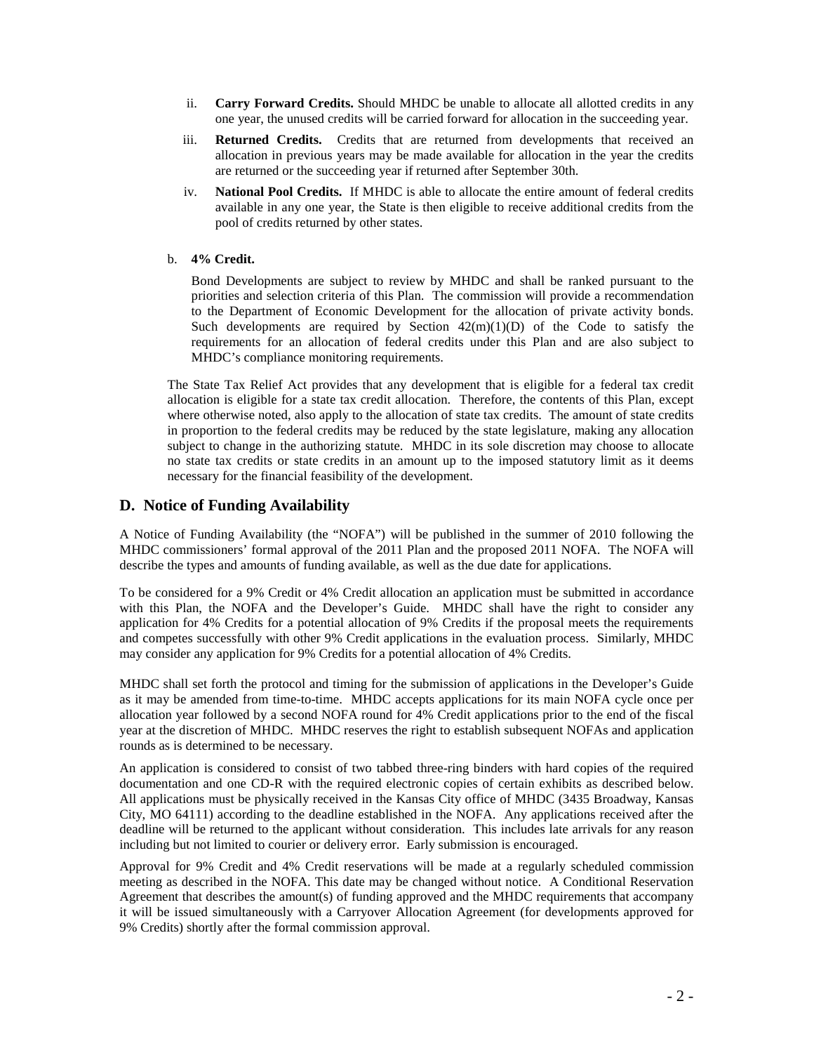ii. **Carry Forward Credits.** Should MHDC be unable to allocate all allotted credits in any one year, the unused credits will be carried forward for allocation in the succeeding year.

iii. **Returned Credits.** Credits that are returned from developments that received an allocation in previous years may be made available for allocation in the year the credits are returned or the succeeding year if returned after September 30th.

iv. **National Pool Credits.** If MHDC is able to allocate the entire amount of federal credits available in any one year, the State is then eligible to receive additional credits from the pool of credits returned by other states.

b. **4% Credit.**

Bond Developments are subject to review by MHDC and shall be ranked pursuant to the priorities and selection criteria of this Plan. The commission will provide a recommendation to the Department of Economic Development for the allocation of private activity bonds. Such developments are required by Section 42(m)(1)(D) of the Code to satisfy the requirements for an allocation of federal credits under this Plan and are also subject to MHDC's compliance monitoring requirements.

The State Tax Relief Act provides that any development that is eligible for a federal tax credit allocation is eligible for a state tax credit allocation. Therefore, the contents of this Plan, except where otherwise noted, also apply to the allocation of state tax credits. The amount of state credits in proportion to the federal credits may be reduced by the state legislature, making any allocation subject to change in the authorizing statute. MHDC in its sole discretion may choose to allocate no state tax credits or state credits in an amount up to the imposed statutory limit as it deems necessary for the financial feasibility of the development.

## D. Notice of Funding Availability

A Notice of Funding Availability (the "NOFA") will be published in the summer of 2010 following the MHDC commissioners' formal approval of the 2011 Plan and the proposed 2011 NOFA. The NOFA will describe the types and amounts of funding available, as well as the due date for applications.

To be considered for a 9% Credit or 4% Credit allocation an application must be submitted in accordance with this Plan, the NOFA and the Developer's Guide. MHDC shall have the right to consider any application for 4% Credits for a potential allocation of 9% Credits if the proposal meets the requirements and competes successfully with other 9% Credit applications in the evaluation process. Similarly, MHDC may consider any application for 9% Credits for a potential allocation of 4% Credits.

MHDC shall set forth the protocol and timing for the submission of applications in the Developer's Guide as it may be amended from time-to-time. MHDC accepts applications for its main NOFA cycle once per allocation year followed by a second NOFA round for 4% Credit applications prior to the end of the fiscal year at the discretion of MHDC. MHDC reserves the right to establish subsequent NOFAs and application rounds as is determined to be necessary.

An application is considered to consist of two tabbed three-ring binders with hard copies of the required documentation and one CD-R with the required electronic copies of certain exhibits as described below. All applications must be physically received in the Kansas City office of MHDC (3435 Broadway, Kansas City, MO 64111) according to the deadline established in the NOFA. Any applications received after the deadline will be returned to the applicant without consideration. This includes late arrivals for any reason including but not limited to courier or delivery error. Early submission is encouraged.

Approval for 9% Credit and 4% Credit reservations will be made at a regularly scheduled commission meeting as described in the NOFA. This date may be changed without notice. A Conditional Reservation Agreement that describes the amount(s) of funding approved and the MHDC requirements that accompany it will be issued simultaneously with a Carryover Allocation Agreement (for developments approved for 9% Credits) shortly after the formal commission approval.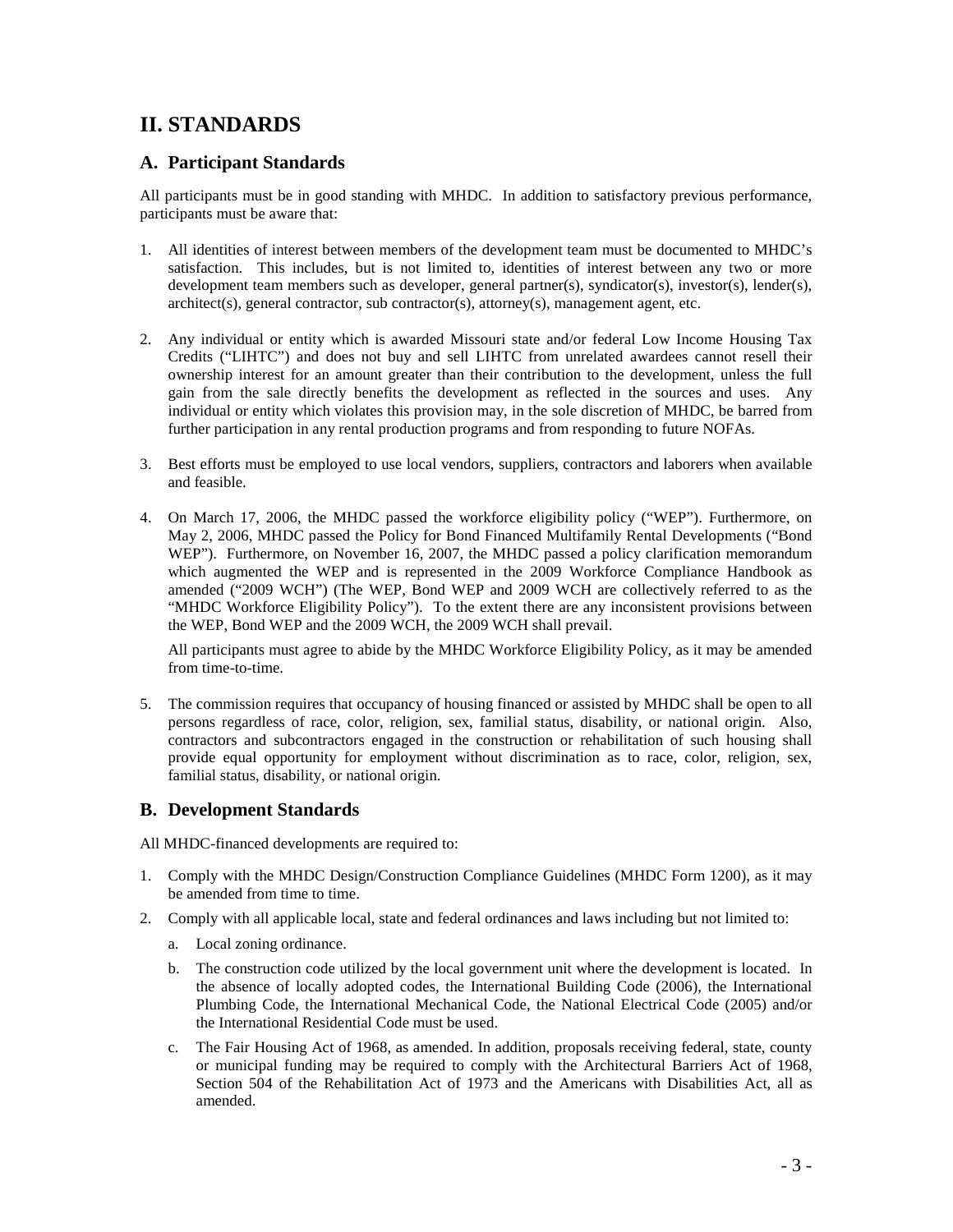# II. STANDARDS

## A. Participant Standards

All participants must be in good standing with MHDC. In addition to satisfactory previous performance, participants must be aware that:

1. All identities of interest between members of the development team must be documented to MHDC's satisfaction. This includes, but is not limited to, identities of interest between any two or more development team members such as developer, general partner(s), syndicator(s), investor(s), lender(s), architect(s), general contractor, sub contractor(s), attorney(s), management agent, etc.

2. Any individual or entity which is awarded Missouri state and/or federal Low Income Housing Tax Credits ("LIHTC") and does not buy and sell LIHTC from unrelated awardees cannot resell their ownership interest for an amount greater than their contribution to the development, unless the full gain from the sale directly benefits the development as reflected in the sources and uses. Any individual or entity which violates this provision may, in the sole discretion of MHDC, be barred from further participation in any rental production programs and from responding to future NOFAs.

3. Best efforts must be employed to use local vendors, suppliers, contractors and laborers when available and feasible.

4. On March 17, 2006, the MHDC passed the workforce eligibility policy ("WEP"). Furthermore, on May 2, 2006, MHDC passed the Policy for Bond Financed Multifamily Rental Developments ("Bond WEP"). Furthermore, on November 16, 2007, the MHDC passed a policy clarification memorandum which augmented the WEP and is represented in the 2009 Workforce Compliance Handbook as amended ("2009 WCH") (The WEP, Bond WEP and 2009 WCH are collectively referred to as the "MHDC Workforce Eligibility Policy"). To the extent there are any inconsistent provisions between the WEP, Bond WEP and the 2009 WCH, the 2009 WCH shall prevail.

   All participants must agree to abide by the MHDC Workforce Eligibility Policy, as it may be amended from time-to-time.

5. The commission requires that occupancy of housing financed or assisted by MHDC shall be open to all persons regardless of race, color, religion, sex, familial status, disability, or national origin. Also, contractors and subcontractors engaged in the construction or rehabilitation of such housing shall provide equal opportunity for employment without discrimination as to race, color, religion, sex, familial status, disability, or national origin.

## B. Development Standards

All MHDC-financed developments are required to:

1. Comply with the MHDC Design/Construction Compliance Guidelines (MHDC Form 1200), as it may be amended from time to time.
2. Comply with all applicable local, state and federal ordinances and laws including but not limited to:
   a. Local zoning ordinance.
   b. The construction code utilized by the local government unit where the development is located. In the absence of locally adopted codes, the International Building Code (2006), the International Plumbing Code, the International Mechanical Code, the National Electrical Code (2005) and/or the International Residential Code must be used.
   c. The Fair Housing Act of 1968, as amended. In addition, proposals receiving federal, state, county or municipal funding may be required to comply with the Architectural Barriers Act of 1968, Section 504 of the Rehabilitation Act of 1973 and the Americans with Disabilities Act, all as amended.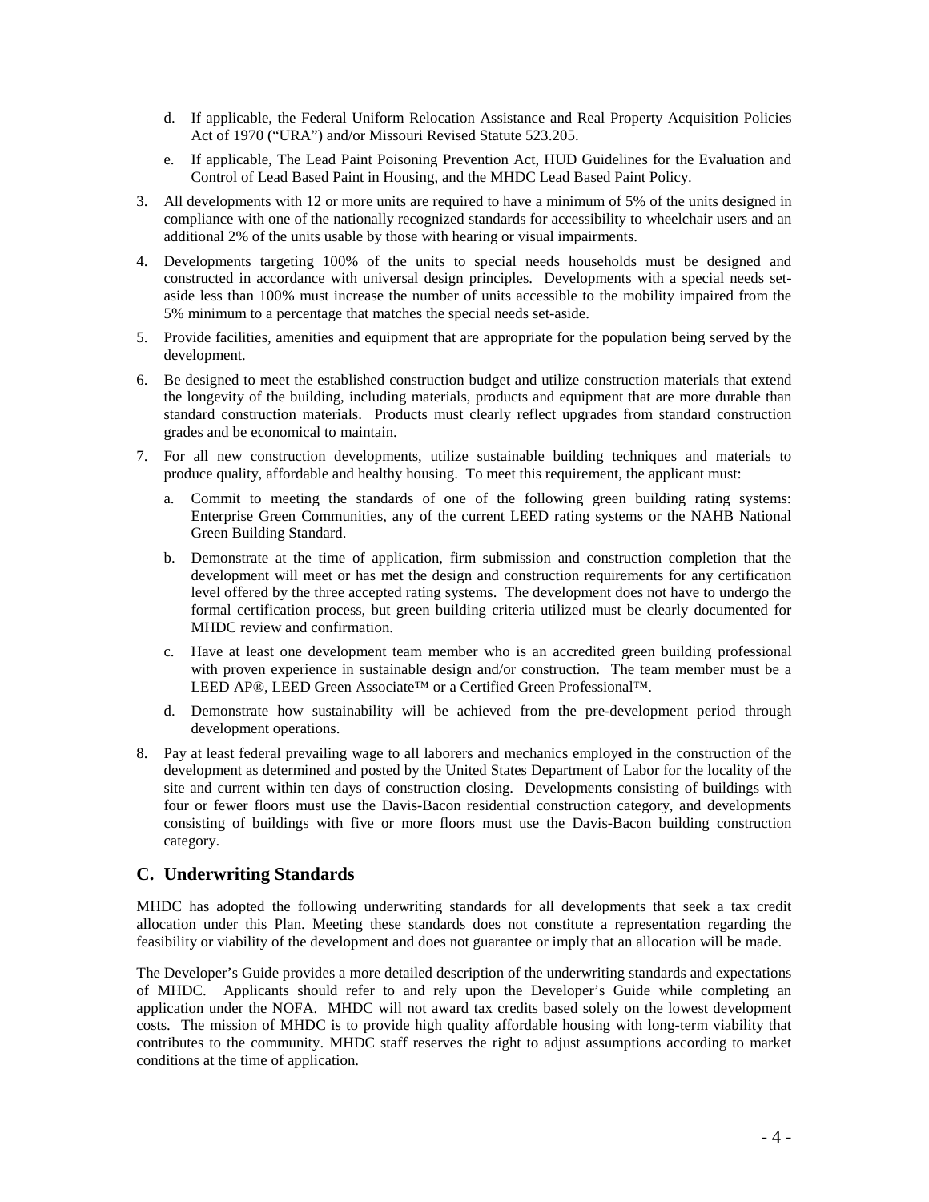d. If applicable, the Federal Uniform Relocation Assistance and Real Property Acquisition Policies Act of 1970 ("URA") and/or Missouri Revised Statute 523.205.

e. If applicable, The Lead Paint Poisoning Prevention Act, HUD Guidelines for the Evaluation and Control of Lead Based Paint in Housing, and the MHDC Lead Based Paint Policy.

3. All developments with 12 or more units are required to have a minimum of 5% of the units designed in compliance with one of the nationally recognized standards for accessibility to wheelchair users and an additional 2% of the units usable by those with hearing or visual impairments.

4. Developments targeting 100% of the units to special needs households must be designed and constructed in accordance with universal design principles. Developments with a special needs set-aside less than 100% must increase the number of units accessible to the mobility impaired from the 5% minimum to a percentage that matches the special needs set-aside.

5. Provide facilities, amenities and equipment that are appropriate for the population being served by the development.

6. Be designed to meet the established construction budget and utilize construction materials that extend the longevity of the building, including materials, products and equipment that are more durable than standard construction materials. Products must clearly reflect upgrades from standard construction grades and be economical to maintain.

7. For all new construction developments, utilize sustainable building techniques and materials to produce quality, affordable and healthy housing. To meet this requirement, the applicant must:

   a. Commit to meeting the standards of one of the following green building rating systems: Enterprise Green Communities, any of the current LEED rating systems or the NAHB National Green Building Standard.

   b. Demonstrate at the time of application, firm submission and construction completion that the development will meet or has met the design and construction requirements for any certification level offered by the three accepted rating systems. The development does not have to undergo the formal certification process, but green building criteria utilized must be clearly documented for MHDC review and confirmation.

   c. Have at least one development team member who is an accredited green building professional with proven experience in sustainable design and/or construction. The team member must be a LEED AP®, LEED Green Associate™ or a Certified Green Professional™.

   d. Demonstrate how sustainability will be achieved from the pre-development period through development operations.

8. Pay at least federal prevailing wage to all laborers and mechanics employed in the construction of the development as determined and posted by the United States Department of Labor for the locality of the site and current within ten days of construction closing. Developments consisting of buildings with four or fewer floors must use the Davis-Bacon residential construction category, and developments consisting of buildings with five or more floors must use the Davis-Bacon building construction category.

## C. Underwriting Standards

MHDC has adopted the following underwriting standards for all developments that seek a tax credit allocation under this Plan. Meeting these standards does not constitute a representation regarding the feasibility or viability of the development and does not guarantee or imply that an allocation will be made.

The Developer's Guide provides a more detailed description of the underwriting standards and expectations of MHDC. Applicants should refer to and rely upon the Developer's Guide while completing an application under the NOFA. MHDC will not award tax credits based solely on the lowest development costs. The mission of MHDC is to provide high quality affordable housing with long-term viability that contributes to the community. MHDC staff reserves the right to adjust assumptions according to market conditions at the time of application.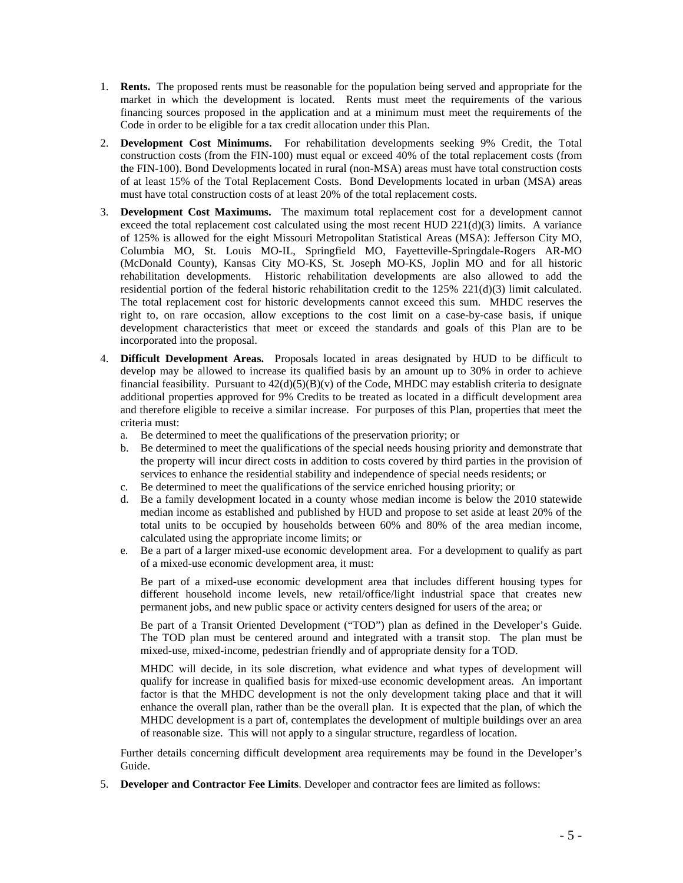1. **Rents.** The proposed rents must be reasonable for the population being served and appropriate for the market in which the development is located. Rents must meet the requirements of the various financing sources proposed in the application and at a minimum must meet the requirements of the Code in order to be eligible for a tax credit allocation under this Plan.

2. **Development Cost Minimums.** For rehabilitation developments seeking 9% Credit, the Total construction costs (from the FIN-100) must equal or exceed 40% of the total replacement costs (from the FIN-100). Bond Developments located in rural (non-MSA) areas must have total construction costs of at least 15% of the Total Replacement Costs. Bond Developments located in urban (MSA) areas must have total construction costs of at least 20% of the total replacement costs.

3. **Development Cost Maximums.** The maximum total replacement cost for a development cannot exceed the total replacement cost calculated using the most recent HUD 221(d)(3) limits. A variance of 125% is allowed for the eight Missouri Metropolitan Statistical Areas (MSA): Jefferson City MO, Columbia MO, St. Louis MO-IL, Springfield MO, Fayetteville-Springdale-Rogers AR-MO (McDonald County), Kansas City MO-KS, St. Joseph MO-KS, Joplin MO and for all historic rehabilitation developments. Historic rehabilitation developments are also allowed to add the residential portion of the federal historic rehabilitation credit to the 125% 221(d)(3) limit calculated. The total replacement cost for historic developments cannot exceed this sum. MHDC reserves the right to, on rare occasion, allow exceptions to the cost limit on a case-by-case basis, if unique development characteristics that meet or exceed the standards and goals of this Plan are to be incorporated into the proposal.

4. **Difficult Development Areas.** Proposals located in areas designated by HUD to be difficult to develop may be allowed to increase its qualified basis by an amount up to 30% in order to achieve financial feasibility. Pursuant to 42(d)(5)(B)(v) of the Code, MHDC may establish criteria to designate additional properties approved for 9% Credits to be treated as located in a difficult development area and therefore eligible to receive a similar increase. For purposes of this Plan, properties that meet the criteria must:
   a. Be determined to meet the qualifications of the preservation priority; or
   b. Be determined to meet the qualifications of the special needs housing priority and demonstrate that the property will incur direct costs in addition to costs covered by third parties in the provision of services to enhance the residential stability and independence of special needs residents; or
   c. Be determined to meet the qualifications of the service enriched housing priority; or
   d. Be a family development located in a county whose median income is below the 2010 statewide median income as established and published by HUD and propose to set aside at least 20% of the total units to be occupied by households between 60% and 80% of the area median income, calculated using the appropriate income limits; or
   e. Be a part of a larger mixed-use economic development area. For a development to qualify as part of a mixed-use economic development area, it must:

      Be part of a mixed-use economic development area that includes different housing types for different household income levels, new retail/office/light industrial space that creates new permanent jobs, and new public space or activity centers designed for users of the area; or

      Be part of a Transit Oriented Development ("TOD") plan as defined in the Developer's Guide. The TOD plan must be centered around and integrated with a transit stop. The plan must be mixed-use, mixed-income, pedestrian friendly and of appropriate density for a TOD.

      MHDC will decide, in its sole discretion, what evidence and what types of development will qualify for increase in qualified basis for mixed-use economic development areas. An important factor is that the MHDC development is not the only development taking place and that it will enhance the overall plan, rather than be the overall plan. It is expected that the plan, of which the MHDC development is a part of, contemplates the development of multiple buildings over an area of reasonable size. This will not apply to a singular structure, regardless of location.

   Further details concerning difficult development area requirements may be found in the Developer's Guide.

5. **Developer and Contractor Fee Limits**. Developer and contractor fees are limited as follows: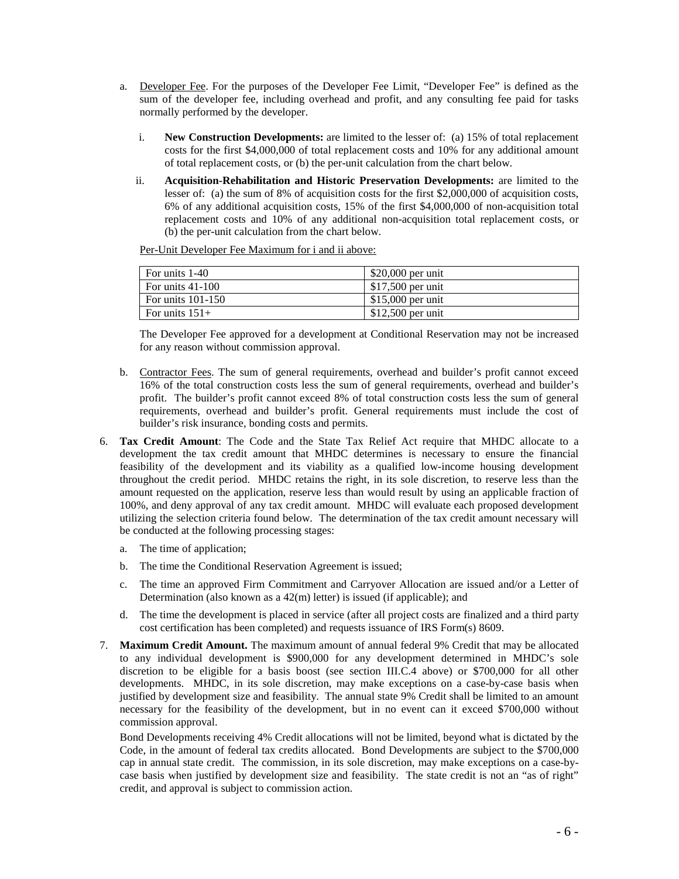a. Developer Fee. For the purposes of the Developer Fee Limit, "Developer Fee" is defined as the sum of the developer fee, including overhead and profit, and any consulting fee paid for tasks normally performed by the developer.

   i. **New Construction Developments:** are limited to the lesser of: (a) 15% of total replacement costs for the first $4,000,000 of total replacement costs and 10% for any additional amount of total replacement costs, or (b) the per-unit calculation from the chart below.

   ii. **Acquisition-Rehabilitation and Historic Preservation Developments:** are limited to the lesser of: (a) the sum of 8% of acquisition costs for the first $2,000,000 of acquisition costs, 6% of any additional acquisition costs, 15% of the first $4,000,000 of non-acquisition total replacement costs and 10% of any additional non-acquisition total replacement costs, or (b) the per-unit calculation from the chart below.

   Per-Unit Developer Fee Maximum for i and ii above:

   | For units 1-40 | $20,000 per unit |
   |---|---|
   | For units 41-100 | $17,500 per unit |
   | For units 101-150 | $15,000 per unit |
   | For units 151+ | $12,500 per unit |

   The Developer Fee approved for a development at Conditional Reservation may not be increased for any reason without commission approval.

b. Contractor Fees. The sum of general requirements, overhead and builder's profit cannot exceed 16% of the total construction costs less the sum of general requirements, overhead and builder's profit. The builder's profit cannot exceed 8% of total construction costs less the sum of general requirements, overhead and builder's profit. General requirements must include the cost of builder's risk insurance, bonding costs and permits.

6. **Tax Credit Amount**: The Code and the State Tax Relief Act require that MHDC allocate to a development the tax credit amount that MHDC determines is necessary to ensure the financial feasibility of the development and its viability as a qualified low-income housing development throughout the credit period. MHDC retains the right, in its sole discretion, to reserve less than the amount requested on the application, reserve less than would result by using an applicable fraction of 100%, and deny approval of any tax credit amount. MHDC will evaluate each proposed development utilizing the selection criteria found below. The determination of the tax credit amount necessary will be conducted at the following processing stages:

   a. The time of application;

   b. The time the Conditional Reservation Agreement is issued;

   c. The time an approved Firm Commitment and Carryover Allocation are issued and/or a Letter of Determination (also known as a 42(m) letter) is issued (if applicable); and

   d. The time the development is placed in service (after all project costs are finalized and a third party cost certification has been completed) and requests issuance of IRS Form(s) 8609.

7. **Maximum Credit Amount.** The maximum amount of annual federal 9% Credit that may be allocated to any individual development is $900,000 for any development determined in MHDC's sole discretion to be eligible for a basis boost (see section III.C.4 above) or $700,000 for all other developments. MHDC, in its sole discretion, may make exceptions on a case-by-case basis when justified by development size and feasibility. The annual state 9% Credit shall be limited to an amount necessary for the feasibility of the development, but in no event can it exceed $700,000 without commission approval.

   Bond Developments receiving 4% Credit allocations will not be limited, beyond what is dictated by the Code, in the amount of federal tax credits allocated. Bond Developments are subject to the $700,000 cap in annual state credit. The commission, in its sole discretion, may make exceptions on a case-by-case basis when justified by development size and feasibility. The state credit is not an "as of right" credit, and approval is subject to commission action.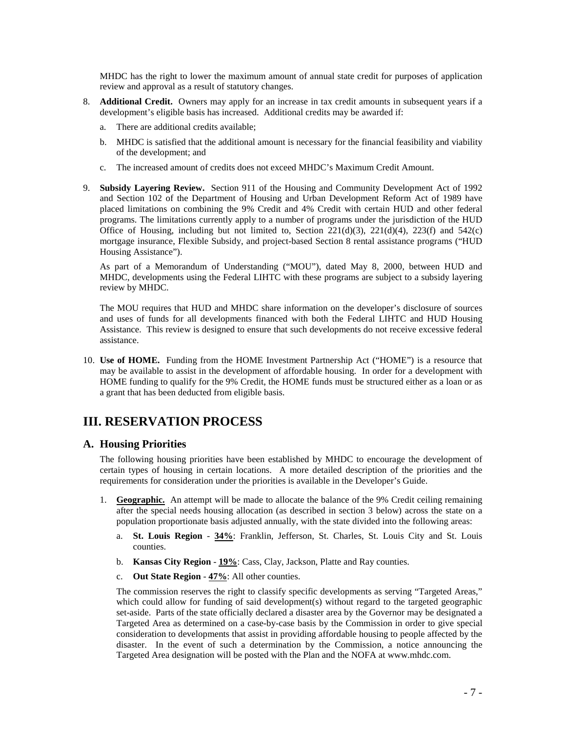MHDC has the right to lower the maximum amount of annual state credit for purposes of application review and approval as a result of statutory changes.

8. **Additional Credit.** Owners may apply for an increase in tax credit amounts in subsequent years if a development's eligible basis has increased. Additional credits may be awarded if:

   a. There are additional credits available;

   b. MHDC is satisfied that the additional amount is necessary for the financial feasibility and viability of the development; and

   c. The increased amount of credits does not exceed MHDC's Maximum Credit Amount.

9. **Subsidy Layering Review.** Section 911 of the Housing and Community Development Act of 1992 and Section 102 of the Department of Housing and Urban Development Reform Act of 1989 have placed limitations on combining the 9% Credit and 4% Credit with certain HUD and other federal programs. The limitations currently apply to a number of programs under the jurisdiction of the HUD Office of Housing, including but not limited to, Section 221(d)(3), 221(d)(4), 223(f) and 542(c) mortgage insurance, Flexible Subsidy, and project-based Section 8 rental assistance programs ("HUD Housing Assistance").

   As part of a Memorandum of Understanding ("MOU"), dated May 8, 2000, between HUD and MHDC, developments using the Federal LIHTC with these programs are subject to a subsidy layering review by MHDC.

   The MOU requires that HUD and MHDC share information on the developer's disclosure of sources and uses of funds for all developments financed with both the Federal LIHTC and HUD Housing Assistance. This review is designed to ensure that such developments do not receive excessive federal assistance.

10. **Use of HOME.** Funding from the HOME Investment Partnership Act ("HOME") is a resource that may be available to assist in the development of affordable housing. In order for a development with HOME funding to qualify for the 9% Credit, the HOME funds must be structured either as a loan or as a grant that has been deducted from eligible basis.

# III. RESERVATION PROCESS

## A. Housing Priorities

The following housing priorities have been established by MHDC to encourage the development of certain types of housing in certain locations. A more detailed description of the priorities and the requirements for consideration under the priorities is available in the Developer's Guide.

1. **Geographic.** An attempt will be made to allocate the balance of the 9% Credit ceiling remaining after the special needs housing allocation (as described in section 3 below) across the state on a population proportionate basis adjusted annually, with the state divided into the following areas:

   a. **St. Louis Region** - **34%**: Franklin, Jefferson, St. Charles, St. Louis City and St. Louis counties.

   b. **Kansas City Region** - **19%**: Cass, Clay, Jackson, Platte and Ray counties.

   c. **Out State Region** - **47%**: All other counties.

   The commission reserves the right to classify specific developments as serving "Targeted Areas," which could allow for funding of said development(s) without regard to the targeted geographic set-aside. Parts of the state officially declared a disaster area by the Governor may be designated a Targeted Area as determined on a case-by-case basis by the Commission in order to give special consideration to developments that assist in providing affordable housing to people affected by the disaster. In the event of such a determination by the Commission, a notice announcing the Targeted Area designation will be posted with the Plan and the NOFA at www.mhdc.com.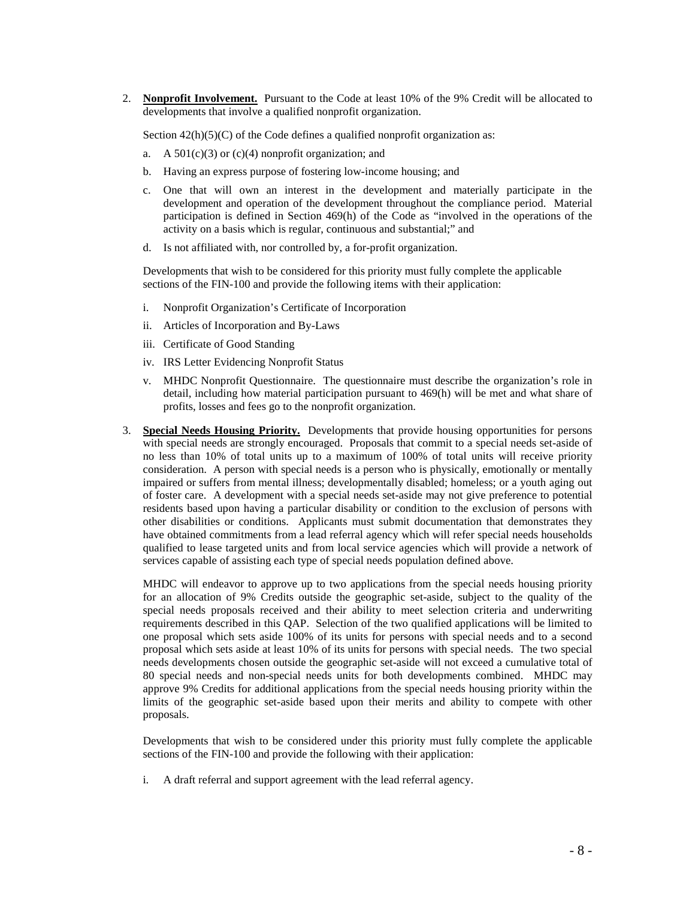2. **Nonprofit Involvement.** Pursuant to the Code at least 10% of the 9% Credit will be allocated to developments that involve a qualified nonprofit organization.

   Section 42(h)(5)(C) of the Code defines a qualified nonprofit organization as:

   a. A 501(c)(3) or (c)(4) nonprofit organization; and

   b. Having an express purpose of fostering low-income housing; and

   c. One that will own an interest in the development and materially participate in the development and operation of the development throughout the compliance period. Material participation is defined in Section 469(h) of the Code as "involved in the operations of the activity on a basis which is regular, continuous and substantial;" and

   d. Is not affiliated with, nor controlled by, a for-profit organization.

   Developments that wish to be considered for this priority must fully complete the applicable sections of the FIN-100 and provide the following items with their application:

   i. Nonprofit Organization's Certificate of Incorporation

   ii. Articles of Incorporation and By-Laws

   iii. Certificate of Good Standing

   iv. IRS Letter Evidencing Nonprofit Status

   v. MHDC Nonprofit Questionnaire. The questionnaire must describe the organization's role in detail, including how material participation pursuant to 469(h) will be met and what share of profits, losses and fees go to the nonprofit organization.

3. **Special Needs Housing Priority.** Developments that provide housing opportunities for persons with special needs are strongly encouraged. Proposals that commit to a special needs set-aside of no less than 10% of total units up to a maximum of 100% of total units will receive priority consideration. A person with special needs is a person who is physically, emotionally or mentally impaired or suffers from mental illness; developmentally disabled; homeless; or a youth aging out of foster care. A development with a special needs set-aside may not give preference to potential residents based upon having a particular disability or condition to the exclusion of persons with other disabilities or conditions. Applicants must submit documentation that demonstrates they have obtained commitments from a lead referral agency which will refer special needs households qualified to lease targeted units and from local service agencies which will provide a network of services capable of assisting each type of special needs population defined above.

   MHDC will endeavor to approve up to two applications from the special needs housing priority for an allocation of 9% Credits outside the geographic set-aside, subject to the quality of the special needs proposals received and their ability to meet selection criteria and underwriting requirements described in this QAP. Selection of the two qualified applications will be limited to one proposal which sets aside 100% of its units for persons with special needs and to a second proposal which sets aside at least 10% of its units for persons with special needs. The two special needs developments chosen outside the geographic set-aside will not exceed a cumulative total of 80 special needs and non-special needs units for both developments combined. MHDC may approve 9% Credits for additional applications from the special needs housing priority within the limits of the geographic set-aside based upon their merits and ability to compete with other proposals.

   Developments that wish to be considered under this priority must fully complete the applicable sections of the FIN-100 and provide the following with their application:

   i. A draft referral and support agreement with the lead referral agency.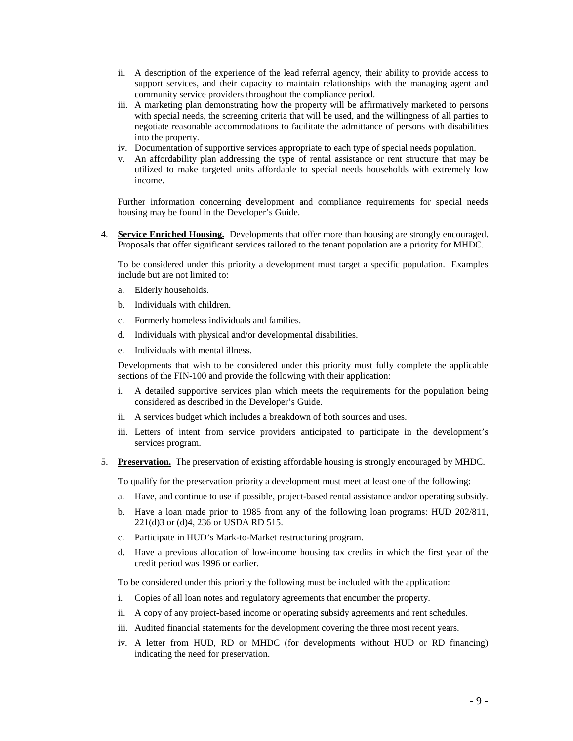ii. A description of the experience of the lead referral agency, their ability to provide access to support services, and their capacity to maintain relationships with the managing agent and community service providers throughout the compliance period.

iii. A marketing plan demonstrating how the property will be affirmatively marketed to persons with special needs, the screening criteria that will be used, and the willingness of all parties to negotiate reasonable accommodations to facilitate the admittance of persons with disabilities into the property.

iv. Documentation of supportive services appropriate to each type of special needs population.

v. An affordability plan addressing the type of rental assistance or rent structure that may be utilized to make targeted units affordable to special needs households with extremely low income.

Further information concerning development and compliance requirements for special needs housing may be found in the Developer's Guide.

4. **Service Enriched Housing.** Developments that offer more than housing are strongly encouraged. Proposals that offer significant services tailored to the tenant population are a priority for MHDC.

   To be considered under this priority a development must target a specific population. Examples include but are not limited to:

   a. Elderly households.

   b. Individuals with children.

   c. Formerly homeless individuals and families.

   d. Individuals with physical and/or developmental disabilities.

   e. Individuals with mental illness.

   Developments that wish to be considered under this priority must fully complete the applicable sections of the FIN-100 and provide the following with their application:

   i. A detailed supportive services plan which meets the requirements for the population being considered as described in the Developer's Guide.

   ii. A services budget which includes a breakdown of both sources and uses.

   iii. Letters of intent from service providers anticipated to participate in the development's services program.

5. **Preservation.** The preservation of existing affordable housing is strongly encouraged by MHDC.

   To qualify for the preservation priority a development must meet at least one of the following:

   a. Have, and continue to use if possible, project-based rental assistance and/or operating subsidy.

   b. Have a loan made prior to 1985 from any of the following loan programs: HUD 202/811, 221(d)3 or (d)4, 236 or USDA RD 515.

   c. Participate in HUD's Mark-to-Market restructuring program.

   d. Have a previous allocation of low-income housing tax credits in which the first year of the credit period was 1996 or earlier.

   To be considered under this priority the following must be included with the application:

   i. Copies of all loan notes and regulatory agreements that encumber the property.

   ii. A copy of any project-based income or operating subsidy agreements and rent schedules.

   iii. Audited financial statements for the development covering the three most recent years.

   iv. A letter from HUD, RD or MHDC (for developments without HUD or RD financing) indicating the need for preservation.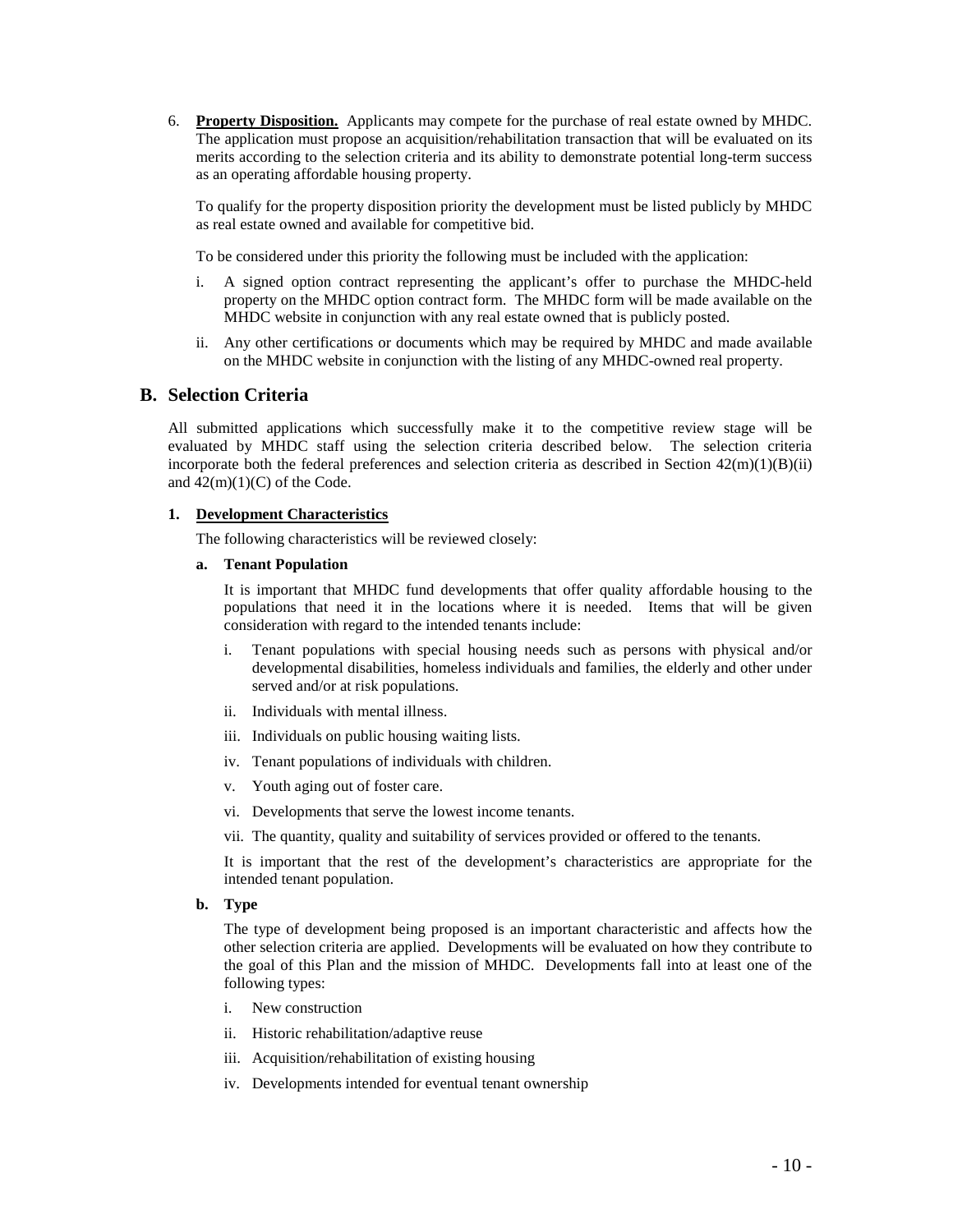6. **Property Disposition.** Applicants may compete for the purchase of real estate owned by MHDC. The application must propose an acquisition/rehabilitation transaction that will be evaluated on its merits according to the selection criteria and its ability to demonstrate potential long-term success as an operating affordable housing property.

   To qualify for the property disposition priority the development must be listed publicly by MHDC as real estate owned and available for competitive bid.

   To be considered under this priority the following must be included with the application:

   i. A signed option contract representing the applicant's offer to purchase the MHDC-held property on the MHDC option contract form. The MHDC form will be made available on the MHDC website in conjunction with any real estate owned that is publicly posted.

   ii. Any other certifications or documents which may be required by MHDC and made available on the MHDC website in conjunction with the listing of any MHDC-owned real property.

## B. Selection Criteria

All submitted applications which successfully make it to the competitive review stage will be evaluated by MHDC staff using the selection criteria described below. The selection criteria incorporate both the federal preferences and selection criteria as described in Section 42(m)(1)(B)(ii) and 42(m)(1)(C) of the Code.

### 1. Development Characteristics

The following characteristics will be reviewed closely:

#### a. Tenant Population

It is important that MHDC fund developments that offer quality affordable housing to the populations that need it in the locations where it is needed. Items that will be given consideration with regard to the intended tenants include:

i. Tenant populations with special housing needs such as persons with physical and/or developmental disabilities, homeless individuals and families, the elderly and other under served and/or at risk populations.

ii. Individuals with mental illness.

iii. Individuals on public housing waiting lists.

iv. Tenant populations of individuals with children.

v. Youth aging out of foster care.

vi. Developments that serve the lowest income tenants.

vii. The quantity, quality and suitability of services provided or offered to the tenants.

It is important that the rest of the development's characteristics are appropriate for the intended tenant population.

#### b. Type

The type of development being proposed is an important characteristic and affects how the other selection criteria are applied. Developments will be evaluated on how they contribute to the goal of this Plan and the mission of MHDC. Developments fall into at least one of the following types:

i. New construction

ii. Historic rehabilitation/adaptive reuse

iii. Acquisition/rehabilitation of existing housing

iv. Developments intended for eventual tenant ownership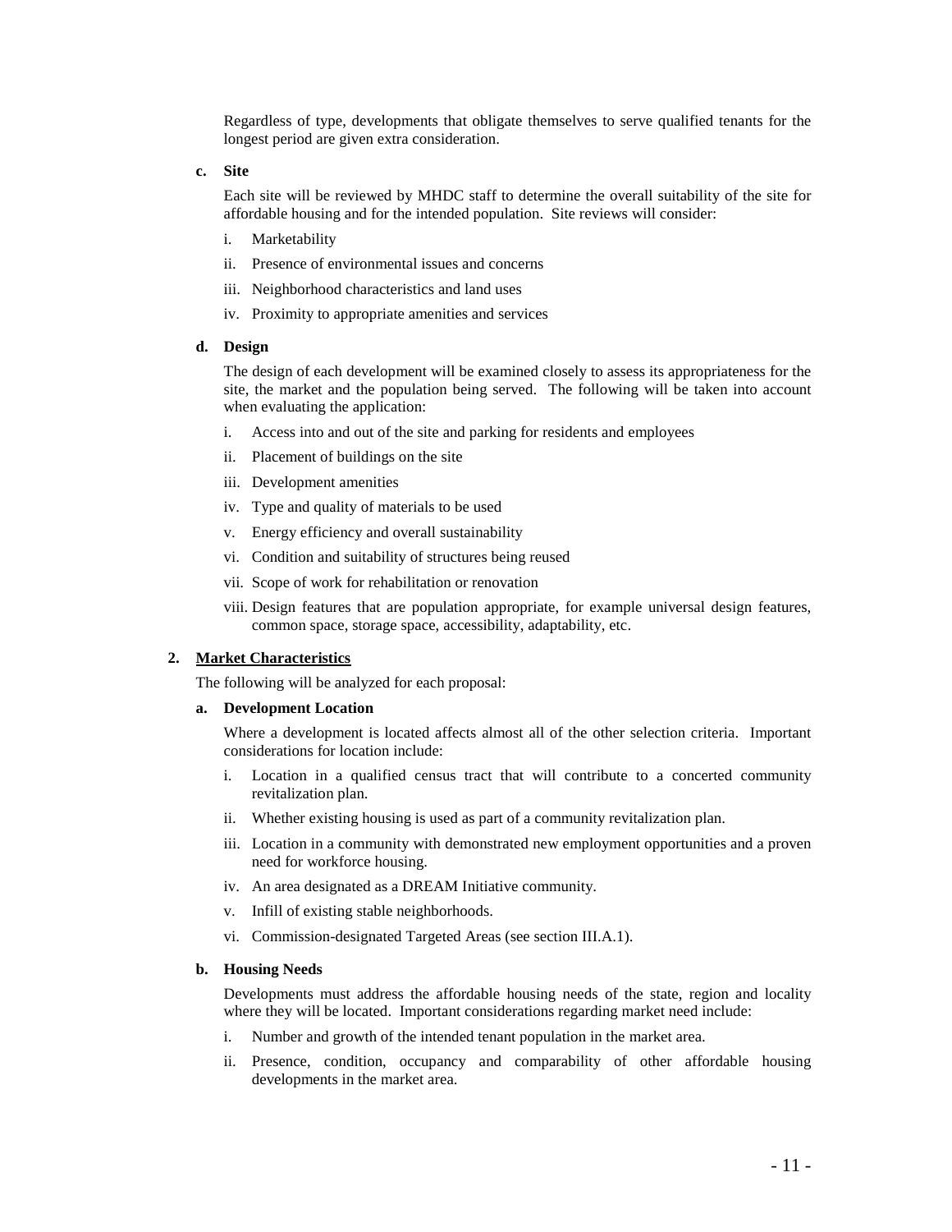Regardless of type, developments that obligate themselves to serve qualified tenants for the longest period are given extra consideration.

**c. Site**

Each site will be reviewed by MHDC staff to determine the overall suitability of the site for affordable housing and for the intended population. Site reviews will consider:

i. Marketability

ii. Presence of environmental issues and concerns

iii. Neighborhood characteristics and land uses

iv. Proximity to appropriate amenities and services

**d. Design**

The design of each development will be examined closely to assess its appropriateness for the site, the market and the population being served. The following will be taken into account when evaluating the application:

i. Access into and out of the site and parking for residents and employees

ii. Placement of buildings on the site

iii. Development amenities

iv. Type and quality of materials to be used

v. Energy efficiency and overall sustainability

vi. Condition and suitability of structures being reused

vii. Scope of work for rehabilitation or renovation

viii. Design features that are population appropriate, for example universal design features, common space, storage space, accessibility, adaptability, etc.

**2. <u>Market Characteristics</u>**

The following will be analyzed for each proposal:

**a. Development Location**

Where a development is located affects almost all of the other selection criteria. Important considerations for location include:

i. Location in a qualified census tract that will contribute to a concerted community revitalization plan.

ii. Whether existing housing is used as part of a community revitalization plan.

iii. Location in a community with demonstrated new employment opportunities and a proven need for workforce housing.

iv. An area designated as a DREAM Initiative community.

v. Infill of existing stable neighborhoods.

vi. Commission-designated Targeted Areas (see section III.A.1).

**b. Housing Needs**

Developments must address the affordable housing needs of the state, region and locality where they will be located. Important considerations regarding market need include:

i. Number and growth of the intended tenant population in the market area.

ii. Presence, condition, occupancy and comparability of other affordable housing developments in the market area.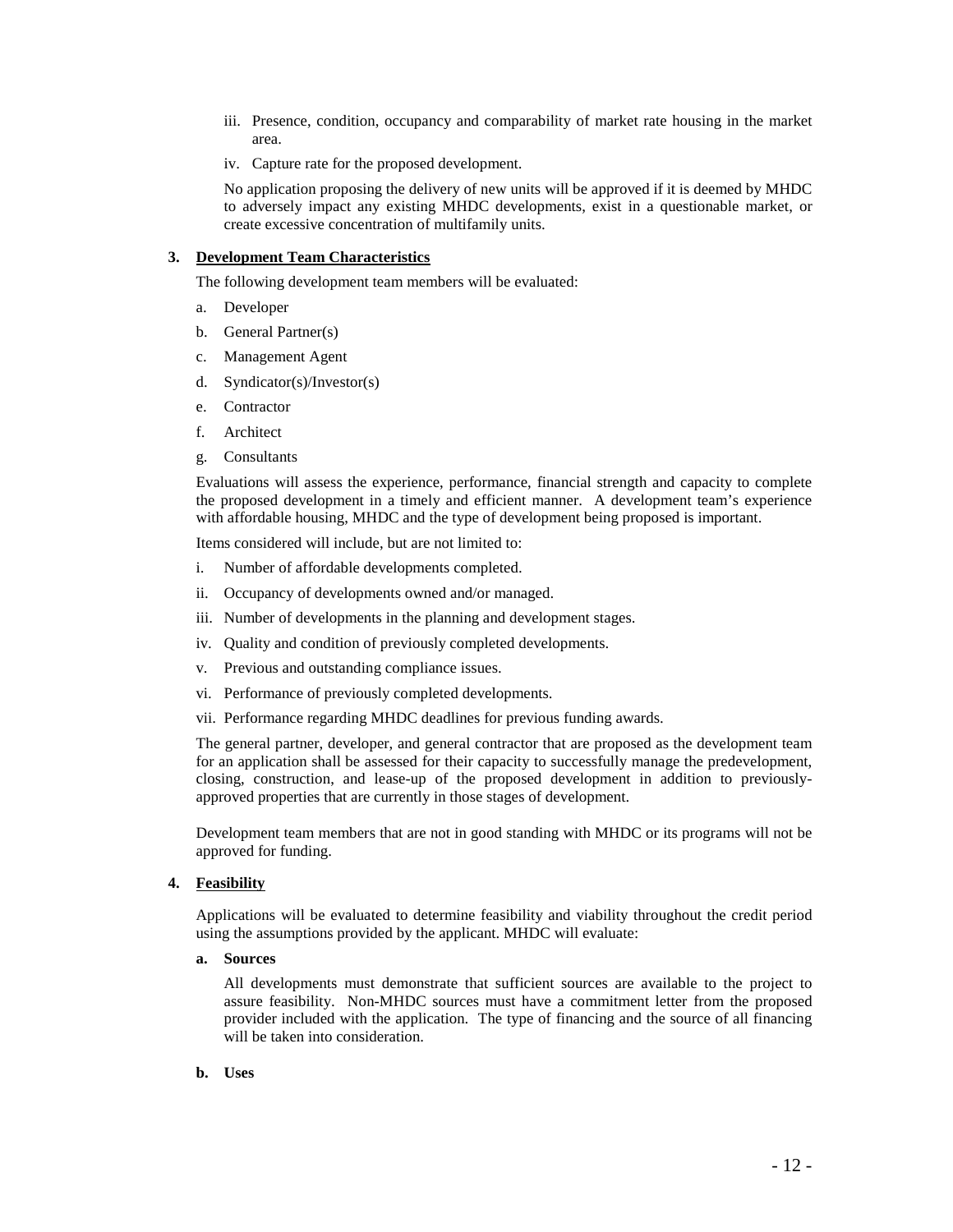iii. Presence, condition, occupancy and comparability of market rate housing in the market area.

iv. Capture rate for the proposed development.

No application proposing the delivery of new units will be approved if it is deemed by MHDC to adversely impact any existing MHDC developments, exist in a questionable market, or create excessive concentration of multifamily units.

**3. Development Team Characteristics**

The following development team members will be evaluated:

a. Developer

b. General Partner(s)

c. Management Agent

d. Syndicator(s)/Investor(s)

e. Contractor

f. Architect

g. Consultants

Evaluations will assess the experience, performance, financial strength and capacity to complete the proposed development in a timely and efficient manner. A development team's experience with affordable housing, MHDC and the type of development being proposed is important.

Items considered will include, but are not limited to:

i. Number of affordable developments completed.

ii. Occupancy of developments owned and/or managed.

iii. Number of developments in the planning and development stages.

iv. Quality and condition of previously completed developments.

v. Previous and outstanding compliance issues.

vi. Performance of previously completed developments.

vii. Performance regarding MHDC deadlines for previous funding awards.

The general partner, developer, and general contractor that are proposed as the development team for an application shall be assessed for their capacity to successfully manage the predevelopment, closing, construction, and lease-up of the proposed development in addition to previously-approved properties that are currently in those stages of development.

Development team members that are not in good standing with MHDC or its programs will not be approved for funding.

**4. Feasibility**

Applications will be evaluated to determine feasibility and viability throughout the credit period using the assumptions provided by the applicant. MHDC will evaluate:

**a. Sources**

All developments must demonstrate that sufficient sources are available to the project to assure feasibility. Non-MHDC sources must have a commitment letter from the proposed provider included with the application. The type of financing and the source of all financing will be taken into consideration.

**b. Uses**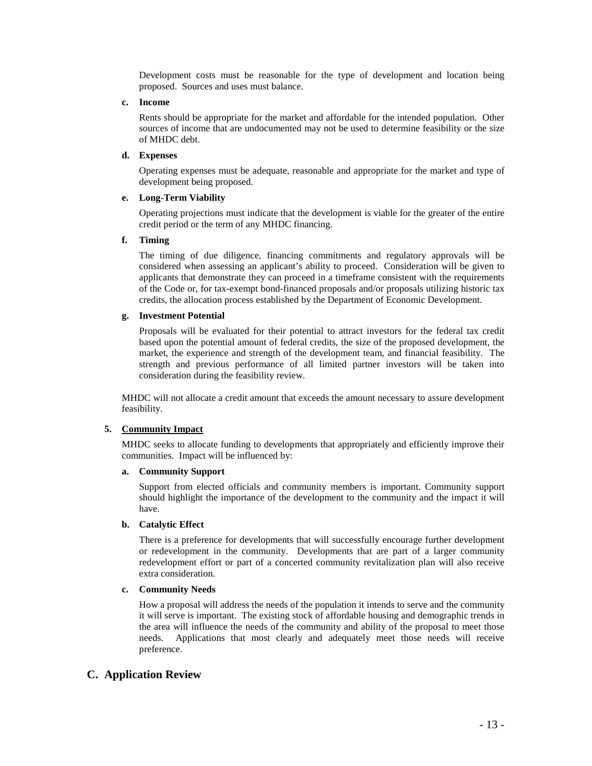Development costs must be reasonable for the type of development and location being proposed. Sources and uses must balance.

**c. Income**

Rents should be appropriate for the market and affordable for the intended population. Other sources of income that are undocumented may not be used to determine feasibility or the size of MHDC debt.

**d. Expenses**

Operating expenses must be adequate, reasonable and appropriate for the market and type of development being proposed.

**e. Long-Term Viability**

Operating projections must indicate that the development is viable for the greater of the entire credit period or the term of any MHDC financing.

**f. Timing**

The timing of due diligence, financing commitments and regulatory approvals will be considered when assessing an applicant's ability to proceed. Consideration will be given to applicants that demonstrate they can proceed in a timeframe consistent with the requirements of the Code or, for tax-exempt bond-financed proposals and/or proposals utilizing historic tax credits, the allocation process established by the Department of Economic Development.

**g. Investment Potential**

Proposals will be evaluated for their potential to attract investors for the federal tax credit based upon the potential amount of federal credits, the size of the proposed development, the market, the experience and strength of the development team, and financial feasibility. The strength and previous performance of all limited partner investors will be taken into consideration during the feasibility review.

MHDC will not allocate a credit amount that exceeds the amount necessary to assure development feasibility.

**5. Community Impact**

MHDC seeks to allocate funding to developments that appropriately and efficiently improve their communities. Impact will be influenced by:

**a. Community Support**

Support from elected officials and community members is important. Community support should highlight the importance of the development to the community and the impact it will have.

**b. Catalytic Effect**

There is a preference for developments that will successfully encourage further development or redevelopment in the community. Developments that are part of a larger community redevelopment effort or part of a concerted community revitalization plan will also receive extra consideration.

**c. Community Needs**

How a proposal will address the needs of the population it intends to serve and the community it will serve is important. The existing stock of affordable housing and demographic trends in the area will influence the needs of the community and ability of the proposal to meet those needs. Applications that most clearly and adequately meet those needs will receive preference.

## C. Application Review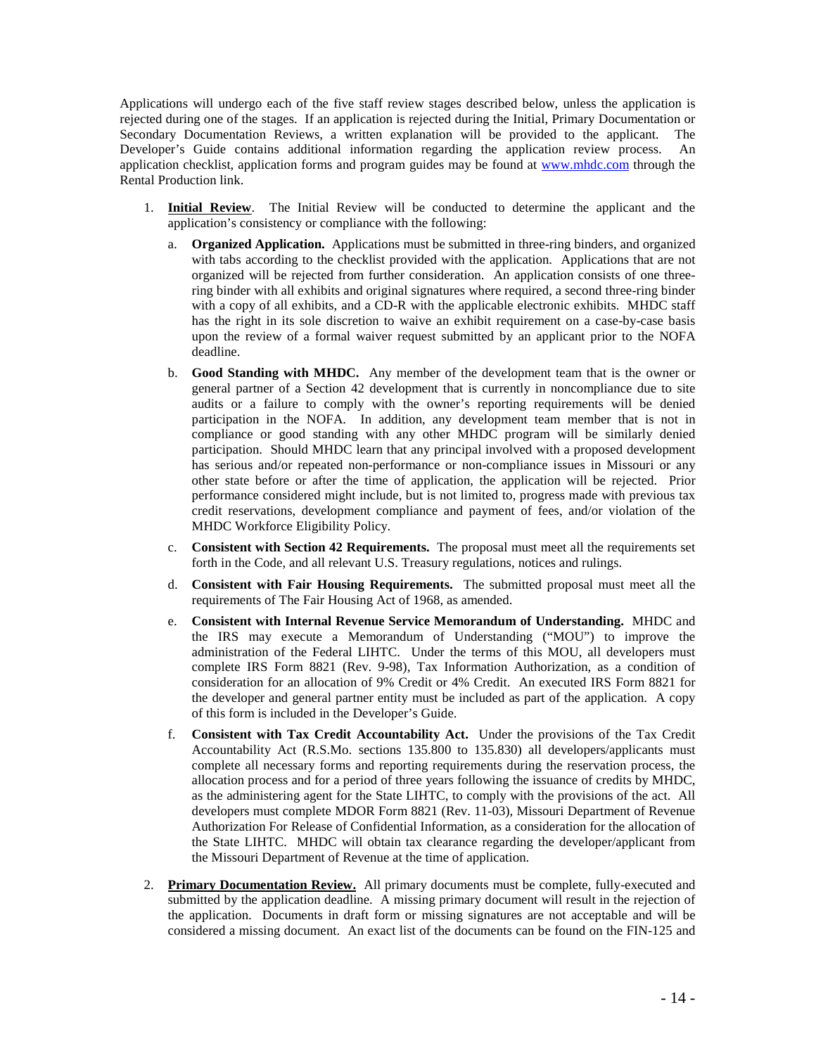Applications will undergo each of the five staff review stages described below, unless the application is rejected during one of the stages. If an application is rejected during the Initial, Primary Documentation or Secondary Documentation Reviews, a written explanation will be provided to the applicant. The Developer's Guide contains additional information regarding the application review process. An application checklist, application forms and program guides may be found at [www.mhdc.com](http://www.mhdc.com) through the Rental Production link.

1. **Initial Review**. The Initial Review will be conducted to determine the applicant and the application's consistency or compliance with the following:

   a. **Organized Application.** Applications must be submitted in three-ring binders, and organized with tabs according to the checklist provided with the application. Applications that are not organized will be rejected from further consideration. An application consists of one three-ring binder with all exhibits and original signatures where required, a second three-ring binder with a copy of all exhibits, and a CD-R with the applicable electronic exhibits. MHDC staff has the right in its sole discretion to waive an exhibit requirement on a case-by-case basis upon the review of a formal waiver request submitted by an applicant prior to the NOFA deadline.

   b. **Good Standing with MHDC.** Any member of the development team that is the owner or general partner of a Section 42 development that is currently in noncompliance due to site audits or a failure to comply with the owner's reporting requirements will be denied participation in the NOFA. In addition, any development team member that is not in compliance or good standing with any other MHDC program will be similarly denied participation. Should MHDC learn that any principal involved with a proposed development has serious and/or repeated non-performance or non-compliance issues in Missouri or any other state before or after the time of application, the application will be rejected. Prior performance considered might include, but is not limited to, progress made with previous tax credit reservations, development compliance and payment of fees, and/or violation of the MHDC Workforce Eligibility Policy.

   c. **Consistent with Section 42 Requirements.** The proposal must meet all the requirements set forth in the Code, and all relevant U.S. Treasury regulations, notices and rulings.

   d. **Consistent with Fair Housing Requirements.** The submitted proposal must meet all the requirements of The Fair Housing Act of 1968, as amended.

   e. **Consistent with Internal Revenue Service Memorandum of Understanding.** MHDC and the IRS may execute a Memorandum of Understanding ("MOU") to improve the administration of the Federal LIHTC. Under the terms of this MOU, all developers must complete IRS Form 8821 (Rev. 9-98), Tax Information Authorization, as a condition of consideration for an allocation of 9% Credit or 4% Credit. An executed IRS Form 8821 for the developer and general partner entity must be included as part of the application. A copy of this form is included in the Developer's Guide.

   f. **Consistent with Tax Credit Accountability Act.** Under the provisions of the Tax Credit Accountability Act (R.S.Mo. sections 135.800 to 135.830) all developers/applicants must complete all necessary forms and reporting requirements during the reservation process, the allocation process and for a period of three years following the issuance of credits by MHDC, as the administering agent for the State LIHTC, to comply with the provisions of the act. All developers must complete MDOR Form 8821 (Rev. 11-03), Missouri Department of Revenue Authorization For Release of Confidential Information, as a consideration for the allocation of the State LIHTC. MHDC will obtain tax clearance regarding the developer/applicant from the Missouri Department of Revenue at the time of application.

2. **Primary Documentation Review.** All primary documents must be complete, fully-executed and submitted by the application deadline. A missing primary document will result in the rejection of the application. Documents in draft form or missing signatures are not acceptable and will be considered a missing document. An exact list of the documents can be found on the FIN-125 and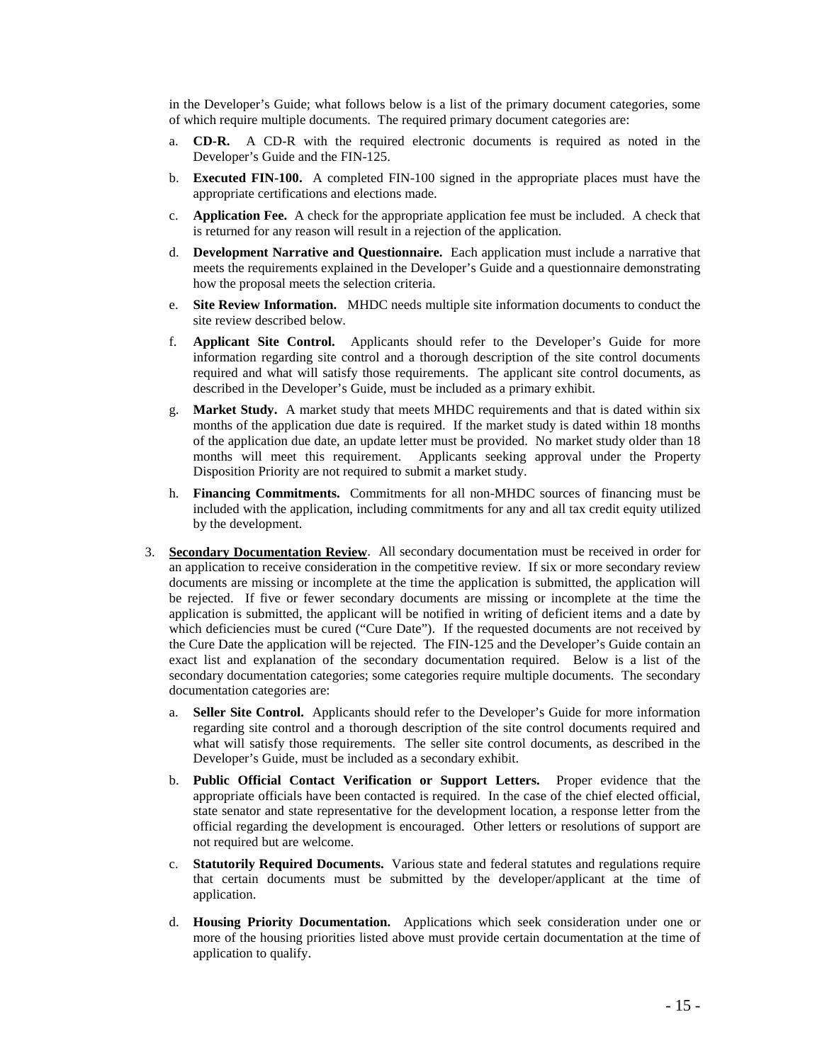in the Developer's Guide; what follows below is a list of the primary document categories, some of which require multiple documents. The required primary document categories are:

a. **CD-R.** A CD-R with the required electronic documents is required as noted in the Developer's Guide and the FIN-125.

b. **Executed FIN-100.** A completed FIN-100 signed in the appropriate places must have the appropriate certifications and elections made.

c. **Application Fee.** A check for the appropriate application fee must be included. A check that is returned for any reason will result in a rejection of the application.

d. **Development Narrative and Questionnaire.** Each application must include a narrative that meets the requirements explained in the Developer's Guide and a questionnaire demonstrating how the proposal meets the selection criteria.

e. **Site Review Information.** MHDC needs multiple site information documents to conduct the site review described below.

f. **Applicant Site Control.** Applicants should refer to the Developer's Guide for more information regarding site control and a thorough description of the site control documents required and what will satisfy those requirements. The applicant site control documents, as described in the Developer's Guide, must be included as a primary exhibit.

g. **Market Study.** A market study that meets MHDC requirements and that is dated within six months of the application due date is required. If the market study is dated within 18 months of the application due date, an update letter must be provided. No market study older than 18 months will meet this requirement. Applicants seeking approval under the Property Disposition Priority are not required to submit a market study.

h. **Financing Commitments.** Commitments for all non-MHDC sources of financing must be included with the application, including commitments for any and all tax credit equity utilized by the development.

3. **Secondary Documentation Review**. All secondary documentation must be received in order for an application to receive consideration in the competitive review. If six or more secondary review documents are missing or incomplete at the time the application is submitted, the application will be rejected. If five or fewer secondary documents are missing or incomplete at the time the application is submitted, the applicant will be notified in writing of deficient items and a date by which deficiencies must be cured ("Cure Date"). If the requested documents are not received by the Cure Date the application will be rejected. The FIN-125 and the Developer's Guide contain an exact list and explanation of the secondary documentation required. Below is a list of the secondary documentation categories; some categories require multiple documents. The secondary documentation categories are:

   a. **Seller Site Control.** Applicants should refer to the Developer's Guide for more information regarding site control and a thorough description of the site control documents required and what will satisfy those requirements. The seller site control documents, as described in the Developer's Guide, must be included as a secondary exhibit.

   b. **Public Official Contact Verification or Support Letters.** Proper evidence that the appropriate officials have been contacted is required. In the case of the chief elected official, state senator and state representative for the development location, a response letter from the official regarding the development is encouraged. Other letters or resolutions of support are not required but are welcome.

   c. **Statutorily Required Documents.** Various state and federal statutes and regulations require that certain documents must be submitted by the developer/applicant at the time of application.

   d. **Housing Priority Documentation.** Applications which seek consideration under one or more of the housing priorities listed above must provide certain documentation at the time of application to qualify.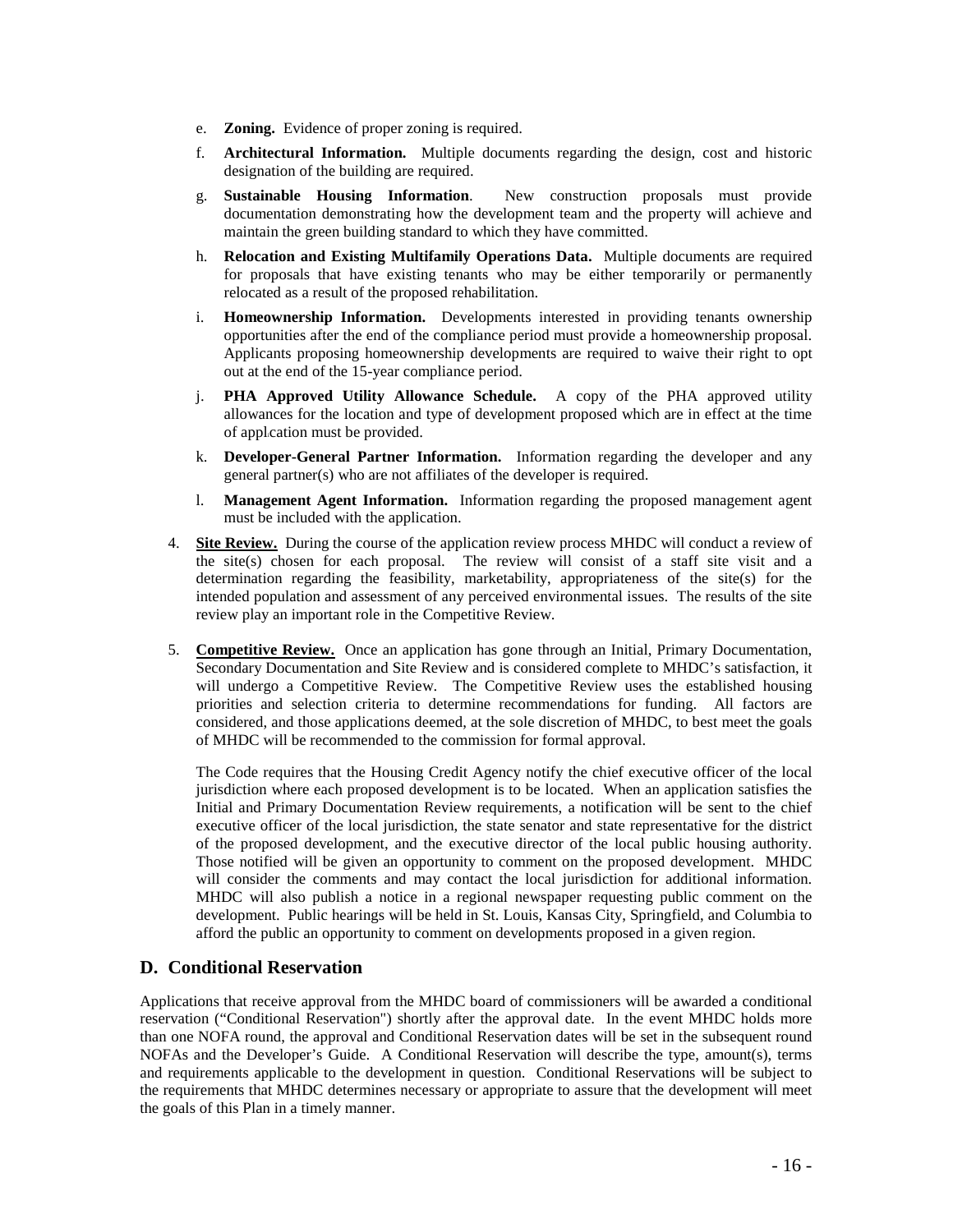e. **Zoning.** Evidence of proper zoning is required.

f. **Architectural Information.** Multiple documents regarding the design, cost and historic designation of the building are required.

g. **Sustainable Housing Information**. New construction proposals must provide documentation demonstrating how the development team and the property will achieve and maintain the green building standard to which they have committed.

h. **Relocation and Existing Multifamily Operations Data.** Multiple documents are required for proposals that have existing tenants who may be either temporarily or permanently relocated as a result of the proposed rehabilitation.

i. **Homeownership Information.** Developments interested in providing tenants ownership opportunities after the end of the compliance period must provide a homeownership proposal. Applicants proposing homeownership developments are required to waive their right to opt out at the end of the 15-year compliance period.

j. **PHA Approved Utility Allowance Schedule.** A copy of the PHA approved utility allowances for the location and type of development proposed which are in effect at the time of application must be provided.

k. **Developer-General Partner Information.** Information regarding the developer and any general partner(s) who are not affiliates of the developer is required.

l. **Management Agent Information.** Information regarding the proposed management agent must be included with the application.

4. **Site Review.** During the course of the application review process MHDC will conduct a review of the site(s) chosen for each proposal. The review will consist of a staff site visit and a determination regarding the feasibility, marketability, appropriateness of the site(s) for the intended population and assessment of any perceived environmental issues. The results of the site review play an important role in the Competitive Review.

5. **Competitive Review.** Once an application has gone through an Initial, Primary Documentation, Secondary Documentation and Site Review and is considered complete to MHDC's satisfaction, it will undergo a Competitive Review. The Competitive Review uses the established housing priorities and selection criteria to determine recommendations for funding. All factors are considered, and those applications deemed, at the sole discretion of MHDC, to best meet the goals of MHDC will be recommended to the commission for formal approval.

   The Code requires that the Housing Credit Agency notify the chief executive officer of the local jurisdiction where each proposed development is to be located. When an application satisfies the Initial and Primary Documentation Review requirements, a notification will be sent to the chief executive officer of the local jurisdiction, the state senator and state representative for the district of the proposed development, and the executive director of the local public housing authority. Those notified will be given an opportunity to comment on the proposed development. MHDC will consider the comments and may contact the local jurisdiction for additional information. MHDC will also publish a notice in a regional newspaper requesting public comment on the development. Public hearings will be held in St. Louis, Kansas City, Springfield, and Columbia to afford the public an opportunity to comment on developments proposed in a given region.

## D. Conditional Reservation

Applications that receive approval from the MHDC board of commissioners will be awarded a conditional reservation ("Conditional Reservation") shortly after the approval date. In the event MHDC holds more than one NOFA round, the approval and Conditional Reservation dates will be set in the subsequent round NOFAs and the Developer's Guide. A Conditional Reservation will describe the type, amount(s), terms and requirements applicable to the development in question. Conditional Reservations will be subject to the requirements that MHDC determines necessary or appropriate to assure that the development will meet the goals of this Plan in a timely manner.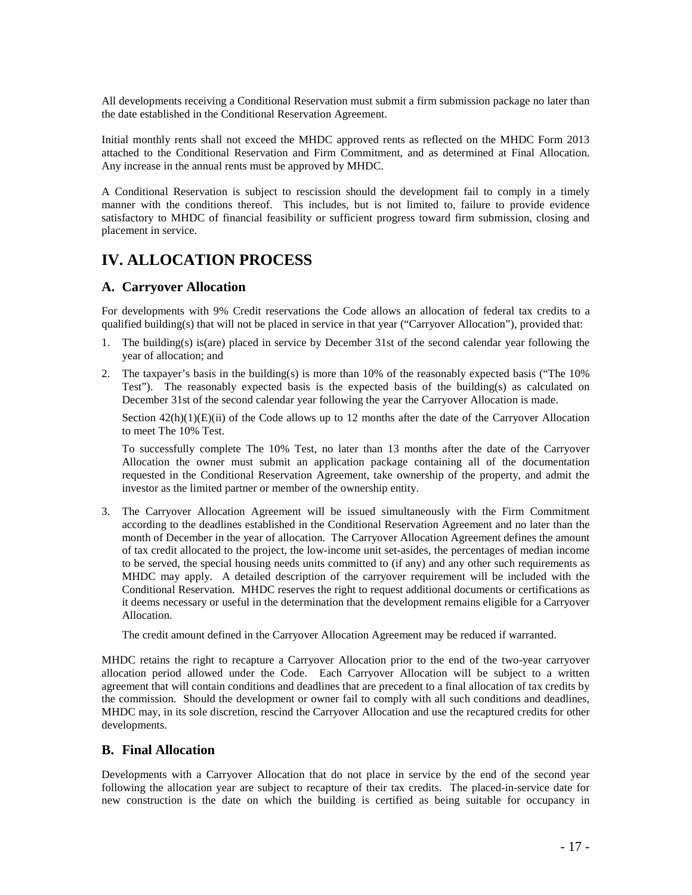All developments receiving a Conditional Reservation must submit a firm submission package no later than the date established in the Conditional Reservation Agreement.

Initial monthly rents shall not exceed the MHDC approved rents as reflected on the MHDC Form 2013 attached to the Conditional Reservation and Firm Commitment, and as determined at Final Allocation. Any increase in the annual rents must be approved by MHDC.

A Conditional Reservation is subject to rescission should the development fail to comply in a timely manner with the conditions thereof. This includes, but is not limited to, failure to provide evidence satisfactory to MHDC of financial feasibility or sufficient progress toward firm submission, closing and placement in service.

# IV. ALLOCATION PROCESS

## A. Carryover Allocation

For developments with 9% Credit reservations the Code allows an allocation of federal tax credits to a qualified building(s) that will not be placed in service in that year ("Carryover Allocation"), provided that:

1. The building(s) is(are) placed in service by December 31st of the second calendar year following the year of allocation; and
2. The taxpayer's basis in the building(s) is more than 10% of the reasonably expected basis ("The 10% Test"). The reasonably expected basis is the expected basis of the building(s) as calculated on December 31st of the second calendar year following the year the Carryover Allocation is made.

   Section 42(h)(1)(E)(ii) of the Code allows up to 12 months after the date of the Carryover Allocation to meet The 10% Test.

   To successfully complete The 10% Test, no later than 13 months after the date of the Carryover Allocation the owner must submit an application package containing all of the documentation requested in the Conditional Reservation Agreement, take ownership of the property, and admit the investor as the limited partner or member of the ownership entity.

3. The Carryover Allocation Agreement will be issued simultaneously with the Firm Commitment according to the deadlines established in the Conditional Reservation Agreement and no later than the month of December in the year of allocation. The Carryover Allocation Agreement defines the amount of tax credit allocated to the project, the low-income unit set-asides, the percentages of median income to be served, the special housing needs units committed to (if any) and any other such requirements as MHDC may apply. A detailed description of the carryover requirement will be included with the Conditional Reservation. MHDC reserves the right to request additional documents or certifications as it deems necessary or useful in the determination that the development remains eligible for a Carryover Allocation.

   The credit amount defined in the Carryover Allocation Agreement may be reduced if warranted.

MHDC retains the right to recapture a Carryover Allocation prior to the end of the two-year carryover allocation period allowed under the Code. Each Carryover Allocation will be subject to a written agreement that will contain conditions and deadlines that are precedent to a final allocation of tax credits by the commission. Should the development or owner fail to comply with all such conditions and deadlines, MHDC may, in its sole discretion, rescind the Carryover Allocation and use the recaptured credits for other developments.

## B. Final Allocation

Developments with a Carryover Allocation that do not place in service by the end of the second year following the allocation year are subject to recapture of their tax credits. The placed-in-service date for new construction is the date on which the building is certified as being suitable for occupancy in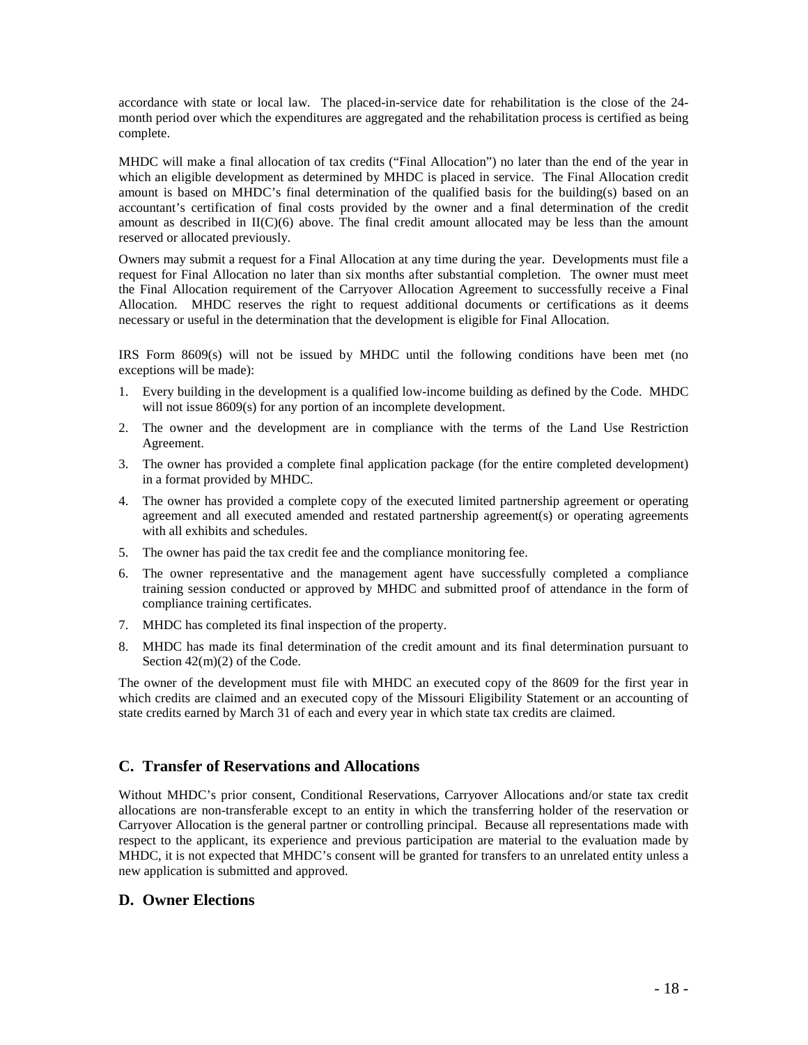accordance with state or local law. The placed-in-service date for rehabilitation is the close of the 24-month period over which the expenditures are aggregated and the rehabilitation process is certified as being complete.

MHDC will make a final allocation of tax credits ("Final Allocation") no later than the end of the year in which an eligible development as determined by MHDC is placed in service. The Final Allocation credit amount is based on MHDC's final determination of the qualified basis for the building(s) based on an accountant's certification of final costs provided by the owner and a final determination of the credit amount as described in II(C)(6) above. The final credit amount allocated may be less than the amount reserved or allocated previously.

Owners may submit a request for a Final Allocation at any time during the year. Developments must file a request for Final Allocation no later than six months after substantial completion. The owner must meet the Final Allocation requirement of the Carryover Allocation Agreement to successfully receive a Final Allocation. MHDC reserves the right to request additional documents or certifications as it deems necessary or useful in the determination that the development is eligible for Final Allocation.

IRS Form 8609(s) will not be issued by MHDC until the following conditions have been met (no exceptions will be made):

1. Every building in the development is a qualified low-income building as defined by the Code. MHDC will not issue 8609(s) for any portion of an incomplete development.
2. The owner and the development are in compliance with the terms of the Land Use Restriction Agreement.
3. The owner has provided a complete final application package (for the entire completed development) in a format provided by MHDC.
4. The owner has provided a complete copy of the executed limited partnership agreement or operating agreement and all executed amended and restated partnership agreement(s) or operating agreements with all exhibits and schedules.
5. The owner has paid the tax credit fee and the compliance monitoring fee.
6. The owner representative and the management agent have successfully completed a compliance training session conducted or approved by MHDC and submitted proof of attendance in the form of compliance training certificates.
7. MHDC has completed its final inspection of the property.
8. MHDC has made its final determination of the credit amount and its final determination pursuant to Section 42(m)(2) of the Code.

The owner of the development must file with MHDC an executed copy of the 8609 for the first year in which credits are claimed and an executed copy of the Missouri Eligibility Statement or an accounting of state credits earned by March 31 of each and every year in which state tax credits are claimed.

## C. Transfer of Reservations and Allocations

Without MHDC's prior consent, Conditional Reservations, Carryover Allocations and/or state tax credit allocations are non-transferable except to an entity in which the transferring holder of the reservation or Carryover Allocation is the general partner or controlling principal. Because all representations made with respect to the applicant, its experience and previous participation are material to the evaluation made by MHDC, it is not expected that MHDC's consent will be granted for transfers to an unrelated entity unless a new application is submitted and approved.

## D. Owner Elections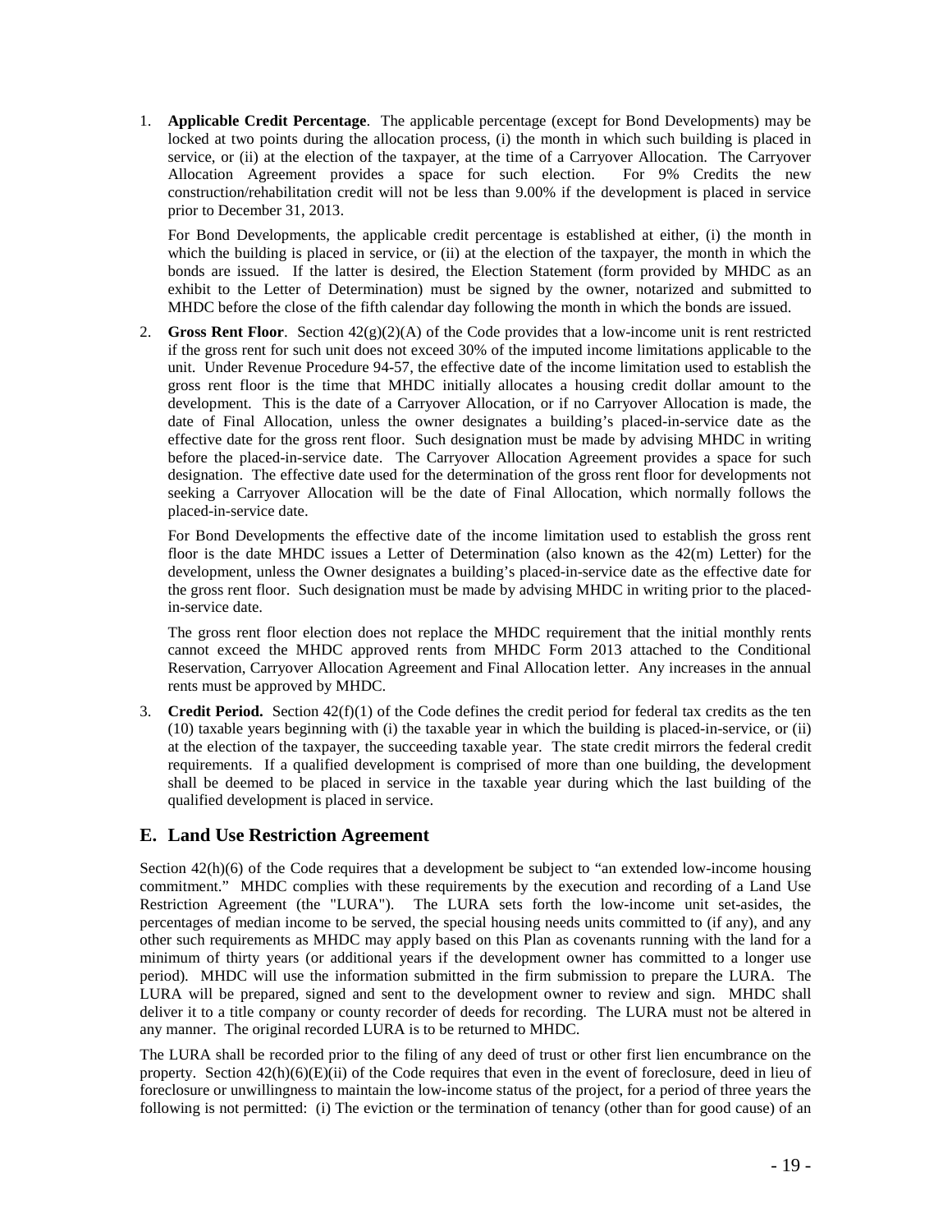1. **Applicable Credit Percentage**. The applicable percentage (except for Bond Developments) may be locked at two points during the allocation process, (i) the month in which such building is placed in service, or (ii) at the election of the taxpayer, at the time of a Carryover Allocation. The Carryover Allocation Agreement provides a space for such election. For 9% Credits the new construction/rehabilitation credit will not be less than 9.00% if the development is placed in service prior to December 31, 2013.

   For Bond Developments, the applicable credit percentage is established at either, (i) the month in which the building is placed in service, or (ii) at the election of the taxpayer, the month in which the bonds are issued. If the latter is desired, the Election Statement (form provided by MHDC as an exhibit to the Letter of Determination) must be signed by the owner, notarized and submitted to MHDC before the close of the fifth calendar day following the month in which the bonds are issued.

2. **Gross Rent Floor**. Section 42(g)(2)(A) of the Code provides that a low-income unit is rent restricted if the gross rent for such unit does not exceed 30% of the imputed income limitations applicable to the unit. Under Revenue Procedure 94-57, the effective date of the income limitation used to establish the gross rent floor is the time that MHDC initially allocates a housing credit dollar amount to the development. This is the date of a Carryover Allocation, or if no Carryover Allocation is made, the date of Final Allocation, unless the owner designates a building's placed-in-service date as the effective date for the gross rent floor. Such designation must be made by advising MHDC in writing before the placed-in-service date. The Carryover Allocation Agreement provides a space for such designation. The effective date used for the determination of the gross rent floor for developments not seeking a Carryover Allocation will be the date of Final Allocation, which normally follows the placed-in-service date.

   For Bond Developments the effective date of the income limitation used to establish the gross rent floor is the date MHDC issues a Letter of Determination (also known as the 42(m) Letter) for the development, unless the Owner designates a building's placed-in-service date as the effective date for the gross rent floor. Such designation must be made by advising MHDC in writing prior to the placed-in-service date.

   The gross rent floor election does not replace the MHDC requirement that the initial monthly rents cannot exceed the MHDC approved rents from MHDC Form 2013 attached to the Conditional Reservation, Carryover Allocation Agreement and Final Allocation letter. Any increases in the annual rents must be approved by MHDC.

3. **Credit Period.** Section 42(f)(1) of the Code defines the credit period for federal tax credits as the ten (10) taxable years beginning with (i) the taxable year in which the building is placed-in-service, or (ii) at the election of the taxpayer, the succeeding taxable year. The state credit mirrors the federal credit requirements. If a qualified development is comprised of more than one building, the development shall be deemed to be placed in service in the taxable year during which the last building of the qualified development is placed in service.

## E. Land Use Restriction Agreement

Section 42(h)(6) of the Code requires that a development be subject to "an extended low-income housing commitment." MHDC complies with these requirements by the execution and recording of a Land Use Restriction Agreement (the "LURA"). The LURA sets forth the low-income unit set-asides, the percentages of median income to be served, the special housing needs units committed to (if any), and any other such requirements as MHDC may apply based on this Plan as covenants running with the land for a minimum of thirty years (or additional years if the development owner has committed to a longer use period). MHDC will use the information submitted in the firm submission to prepare the LURA. The LURA will be prepared, signed and sent to the development owner to review and sign. MHDC shall deliver it to a title company or county recorder of deeds for recording. The LURA must not be altered in any manner. The original recorded LURA is to be returned to MHDC.

The LURA shall be recorded prior to the filing of any deed of trust or other first lien encumbrance on the property. Section 42(h)(6)(E)(ii) of the Code requires that even in the event of foreclosure, deed in lieu of foreclosure or unwillingness to maintain the low-income status of the project, for a period of three years the following is not permitted: (i) The eviction or the termination of tenancy (other than for good cause) of an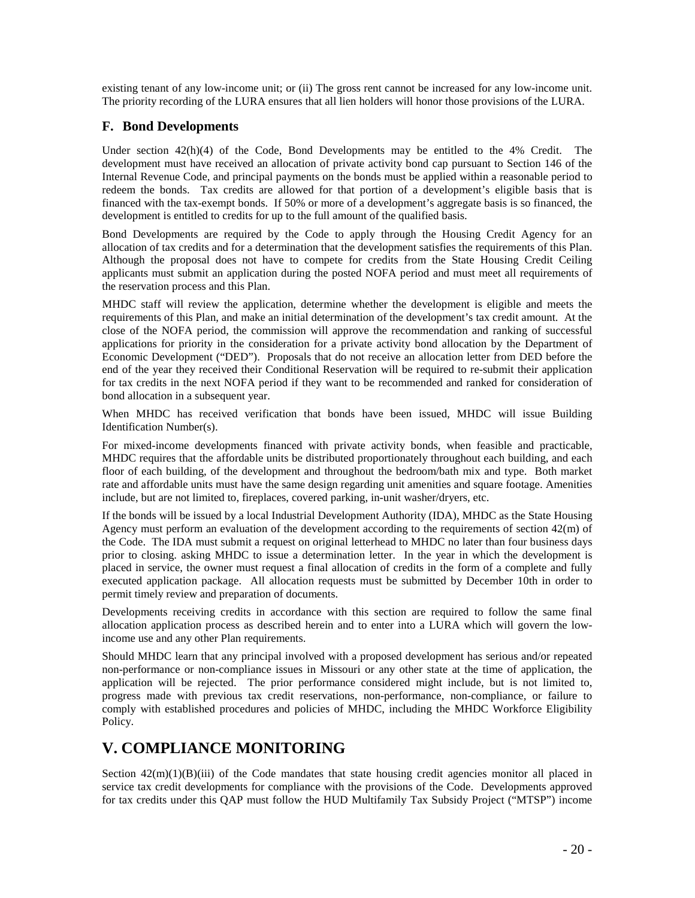existing tenant of any low-income unit; or (ii) The gross rent cannot be increased for any low-income unit. The priority recording of the LURA ensures that all lien holders will honor those provisions of the LURA.

### F. Bond Developments

Under section 42(h)(4) of the Code, Bond Developments may be entitled to the 4% Credit. The development must have received an allocation of private activity bond cap pursuant to Section 146 of the Internal Revenue Code, and principal payments on the bonds must be applied within a reasonable period to redeem the bonds. Tax credits are allowed for that portion of a development's eligible basis that is financed with the tax-exempt bonds. If 50% or more of a development's aggregate basis is so financed, the development is entitled to credits for up to the full amount of the qualified basis.

Bond Developments are required by the Code to apply through the Housing Credit Agency for an allocation of tax credits and for a determination that the development satisfies the requirements of this Plan. Although the proposal does not have to compete for credits from the State Housing Credit Ceiling applicants must submit an application during the posted NOFA period and must meet all requirements of the reservation process and this Plan.

MHDC staff will review the application, determine whether the development is eligible and meets the requirements of this Plan, and make an initial determination of the development's tax credit amount. At the close of the NOFA period, the commission will approve the recommendation and ranking of successful applications for priority in the consideration for a private activity bond allocation by the Department of Economic Development ("DED"). Proposals that do not receive an allocation letter from DED before the end of the year they received their Conditional Reservation will be required to re-submit their application for tax credits in the next NOFA period if they want to be recommended and ranked for consideration of bond allocation in a subsequent year.

When MHDC has received verification that bonds have been issued, MHDC will issue Building Identification Number(s).

For mixed-income developments financed with private activity bonds, when feasible and practicable, MHDC requires that the affordable units be distributed proportionately throughout each building, and each floor of each building, of the development and throughout the bedroom/bath mix and type. Both market rate and affordable units must have the same design regarding unit amenities and square footage. Amenities include, but are not limited to, fireplaces, covered parking, in-unit washer/dryers, etc.

If the bonds will be issued by a local Industrial Development Authority (IDA), MHDC as the State Housing Agency must perform an evaluation of the development according to the requirements of section 42(m) of the Code. The IDA must submit a request on original letterhead to MHDC no later than four business days prior to closing. asking MHDC to issue a determination letter. In the year in which the development is placed in service, the owner must request a final allocation of credits in the form of a complete and fully executed application package. All allocation requests must be submitted by December 10th in order to permit timely review and preparation of documents.

Developments receiving credits in accordance with this section are required to follow the same final allocation application process as described herein and to enter into a LURA which will govern the low-income use and any other Plan requirements.

Should MHDC learn that any principal involved with a proposed development has serious and/or repeated non-performance or non-compliance issues in Missouri or any other state at the time of application, the application will be rejected. The prior performance considered might include, but is not limited to, progress made with previous tax credit reservations, non-performance, non-compliance, or failure to comply with established procedures and policies of MHDC, including the MHDC Workforce Eligibility Policy.

## V. COMPLIANCE MONITORING

Section 42(m)(1)(B)(iii) of the Code mandates that state housing credit agencies monitor all placed in service tax credit developments for compliance with the provisions of the Code. Developments approved for tax credits under this QAP must follow the HUD Multifamily Tax Subsidy Project ("MTSP") income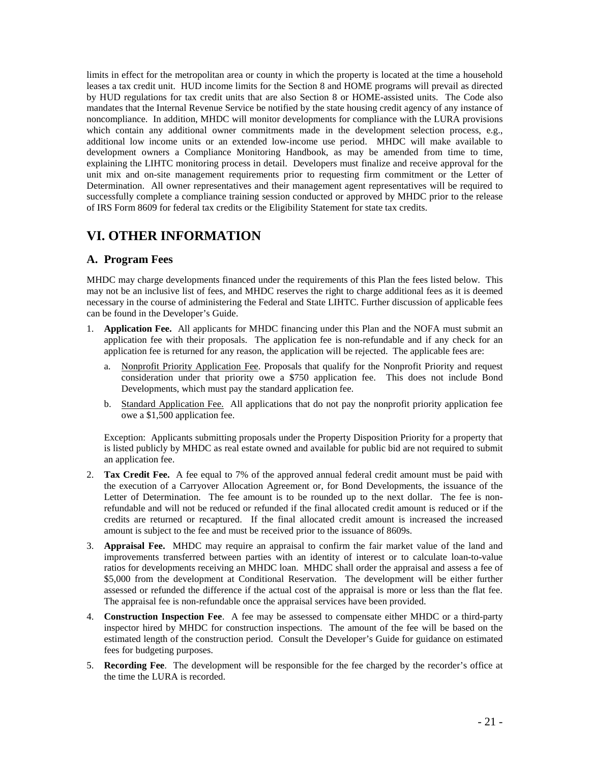limits in effect for the metropolitan area or county in which the property is located at the time a household leases a tax credit unit. HUD income limits for the Section 8 and HOME programs will prevail as directed by HUD regulations for tax credit units that are also Section 8 or HOME-assisted units. The Code also mandates that the Internal Revenue Service be notified by the state housing credit agency of any instance of noncompliance. In addition, MHDC will monitor developments for compliance with the LURA provisions which contain any additional owner commitments made in the development selection process, e.g., additional low income units or an extended low-income use period. MHDC will make available to development owners a Compliance Monitoring Handbook, as may be amended from time to time, explaining the LIHTC monitoring process in detail. Developers must finalize and receive approval for the unit mix and on-site management requirements prior to requesting firm commitment or the Letter of Determination. All owner representatives and their management agent representatives will be required to successfully complete a compliance training session conducted or approved by MHDC prior to the release of IRS Form 8609 for federal tax credits or the Eligibility Statement for state tax credits.

# VI. OTHER INFORMATION

## A. Program Fees

MHDC may charge developments financed under the requirements of this Plan the fees listed below. This may not be an inclusive list of fees, and MHDC reserves the right to charge additional fees as it is deemed necessary in the course of administering the Federal and State LIHTC. Further discussion of applicable fees can be found in the Developer's Guide.

1. **Application Fee.** All applicants for MHDC financing under this Plan and the NOFA must submit an application fee with their proposals. The application fee is non-refundable and if any check for an application fee is returned for any reason, the application will be rejected. The applicable fees are:
   a. Nonprofit Priority Application Fee. Proposals that qualify for the Nonprofit Priority and request consideration under that priority owe a $750 application fee. This does not include Bond Developments, which must pay the standard application fee.
   b. Standard Application Fee. All applications that do not pay the nonprofit priority application fee owe a $1,500 application fee.

   Exception: Applicants submitting proposals under the Property Disposition Priority for a property that is listed publicly by MHDC as real estate owned and available for public bid are not required to submit an application fee.

2. **Tax Credit Fee.** A fee equal to 7% of the approved annual federal credit amount must be paid with the execution of a Carryover Allocation Agreement or, for Bond Developments, the issuance of the Letter of Determination. The fee amount is to be rounded up to the next dollar. The fee is non-refundable and will not be reduced or refunded if the final allocated credit amount is reduced or if the credits are returned or recaptured. If the final allocated credit amount is increased the increased amount is subject to the fee and must be received prior to the issuance of 8609s.

3. **Appraisal Fee.** MHDC may require an appraisal to confirm the fair market value of the land and improvements transferred between parties with an identity of interest or to calculate loan-to-value ratios for developments receiving an MHDC loan. MHDC shall order the appraisal and assess a fee of $5,000 from the development at Conditional Reservation. The development will be either further assessed or refunded the difference if the actual cost of the appraisal is more or less than the flat fee. The appraisal fee is non-refundable once the appraisal services have been provided.

4. **Construction Inspection Fee**. A fee may be assessed to compensate either MHDC or a third-party inspector hired by MHDC for construction inspections. The amount of the fee will be based on the estimated length of the construction period. Consult the Developer's Guide for guidance on estimated fees for budgeting purposes.

5. **Recording Fee**. The development will be responsible for the fee charged by the recorder's office at the time the LURA is recorded.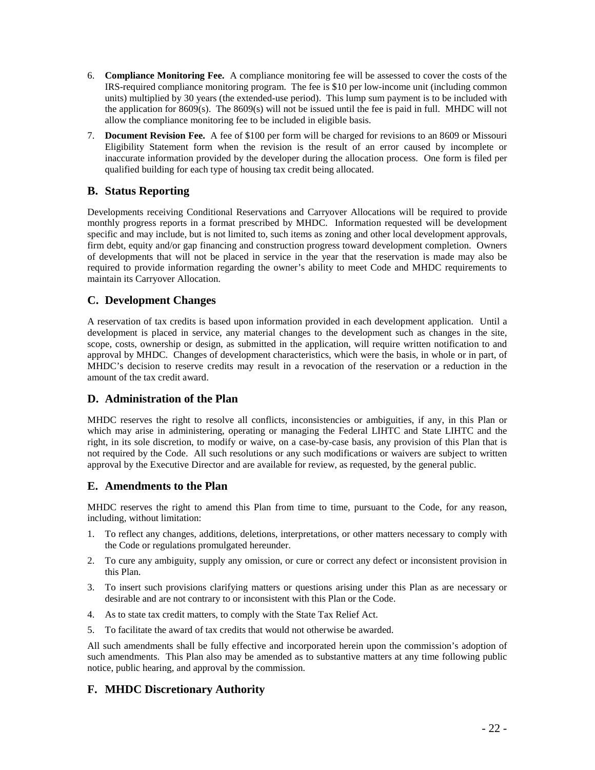6. **Compliance Monitoring Fee.** A compliance monitoring fee will be assessed to cover the costs of the IRS-required compliance monitoring program. The fee is $10 per low-income unit (including common units) multiplied by 30 years (the extended-use period). This lump sum payment is to be included with the application for 8609(s). The 8609(s) will not be issued until the fee is paid in full. MHDC will not allow the compliance monitoring fee to be included in eligible basis.
7. **Document Revision Fee.** A fee of $100 per form will be charged for revisions to an 8609 or Missouri Eligibility Statement form when the revision is the result of an error caused by incomplete or inaccurate information provided by the developer during the allocation process. One form is filed per qualified building for each type of housing tax credit being allocated.

## B. Status Reporting

Developments receiving Conditional Reservations and Carryover Allocations will be required to provide monthly progress reports in a format prescribed by MHDC. Information requested will be development specific and may include, but is not limited to, such items as zoning and other local development approvals, firm debt, equity and/or gap financing and construction progress toward development completion. Owners of developments that will not be placed in service in the year that the reservation is made may also be required to provide information regarding the owner's ability to meet Code and MHDC requirements to maintain its Carryover Allocation.

## C. Development Changes

A reservation of tax credits is based upon information provided in each development application. Until a development is placed in service, any material changes to the development such as changes in the site, scope, costs, ownership or design, as submitted in the application, will require written notification to and approval by MHDC. Changes of development characteristics, which were the basis, in whole or in part, of MHDC's decision to reserve credits may result in a revocation of the reservation or a reduction in the amount of the tax credit award.

## D. Administration of the Plan

MHDC reserves the right to resolve all conflicts, inconsistencies or ambiguities, if any, in this Plan or which may arise in administering, operating or managing the Federal LIHTC and State LIHTC and the right, in its sole discretion, to modify or waive, on a case-by-case basis, any provision of this Plan that is not required by the Code. All such resolutions or any such modifications or waivers are subject to written approval by the Executive Director and are available for review, as requested, by the general public.

## E. Amendments to the Plan

MHDC reserves the right to amend this Plan from time to time, pursuant to the Code, for any reason, including, without limitation:

1. To reflect any changes, additions, deletions, interpretations, or other matters necessary to comply with the Code or regulations promulgated hereunder.
2. To cure any ambiguity, supply any omission, or cure or correct any defect or inconsistent provision in this Plan.
3. To insert such provisions clarifying matters or questions arising under this Plan as are necessary or desirable and are not contrary to or inconsistent with this Plan or the Code.
4. As to state tax credit matters, to comply with the State Tax Relief Act.
5. To facilitate the award of tax credits that would not otherwise be awarded.

All such amendments shall be fully effective and incorporated herein upon the commission's adoption of such amendments. This Plan also may be amended as to substantive matters at any time following public notice, public hearing, and approval by the commission.

## F. MHDC Discretionary Authority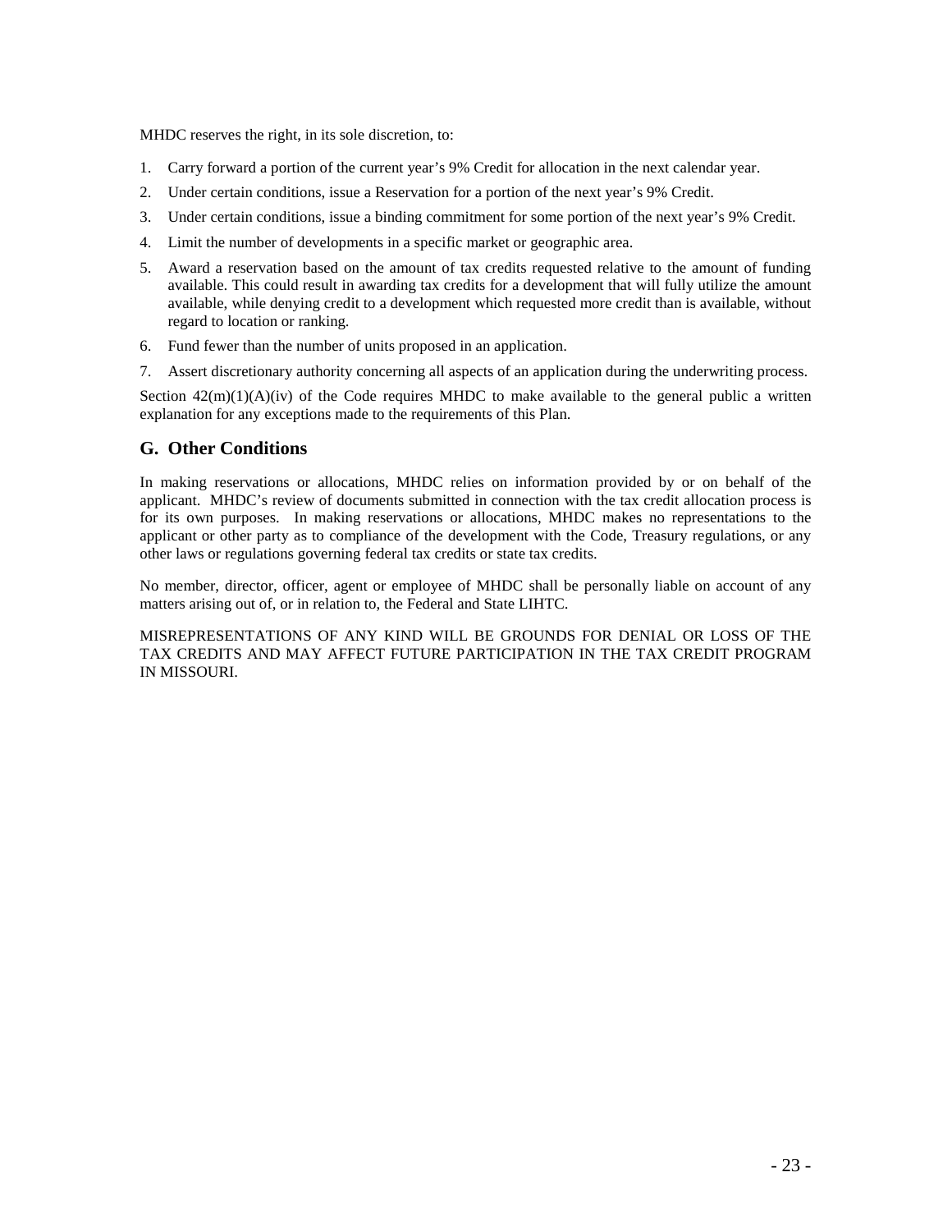MHDC reserves the right, in its sole discretion, to:

1. Carry forward a portion of the current year's 9% Credit for allocation in the next calendar year.
2. Under certain conditions, issue a Reservation for a portion of the next year's 9% Credit.
3. Under certain conditions, issue a binding commitment for some portion of the next year's 9% Credit.
4. Limit the number of developments in a specific market or geographic area.
5. Award a reservation based on the amount of tax credits requested relative to the amount of funding available. This could result in awarding tax credits for a development that will fully utilize the amount available, while denying credit to a development which requested more credit than is available, without regard to location or ranking.
6. Fund fewer than the number of units proposed in an application.
7. Assert discretionary authority concerning all aspects of an application during the underwriting process.

Section 42(m)(1)(A)(iv) of the Code requires MHDC to make available to the general public a written explanation for any exceptions made to the requirements of this Plan.

## G. Other Conditions

In making reservations or allocations, MHDC relies on information provided by or on behalf of the applicant. MHDC's review of documents submitted in connection with the tax credit allocation process is for its own purposes. In making reservations or allocations, MHDC makes no representations to the applicant or other party as to compliance of the development with the Code, Treasury regulations, or any other laws or regulations governing federal tax credits or state tax credits.

No member, director, officer, agent or employee of MHDC shall be personally liable on account of any matters arising out of, or in relation to, the Federal and State LIHTC.

MISREPRESENTATIONS OF ANY KIND WILL BE GROUNDS FOR DENIAL OR LOSS OF THE TAX CREDITS AND MAY AFFECT FUTURE PARTICIPATION IN THE TAX CREDIT PROGRAM IN MISSOURI.